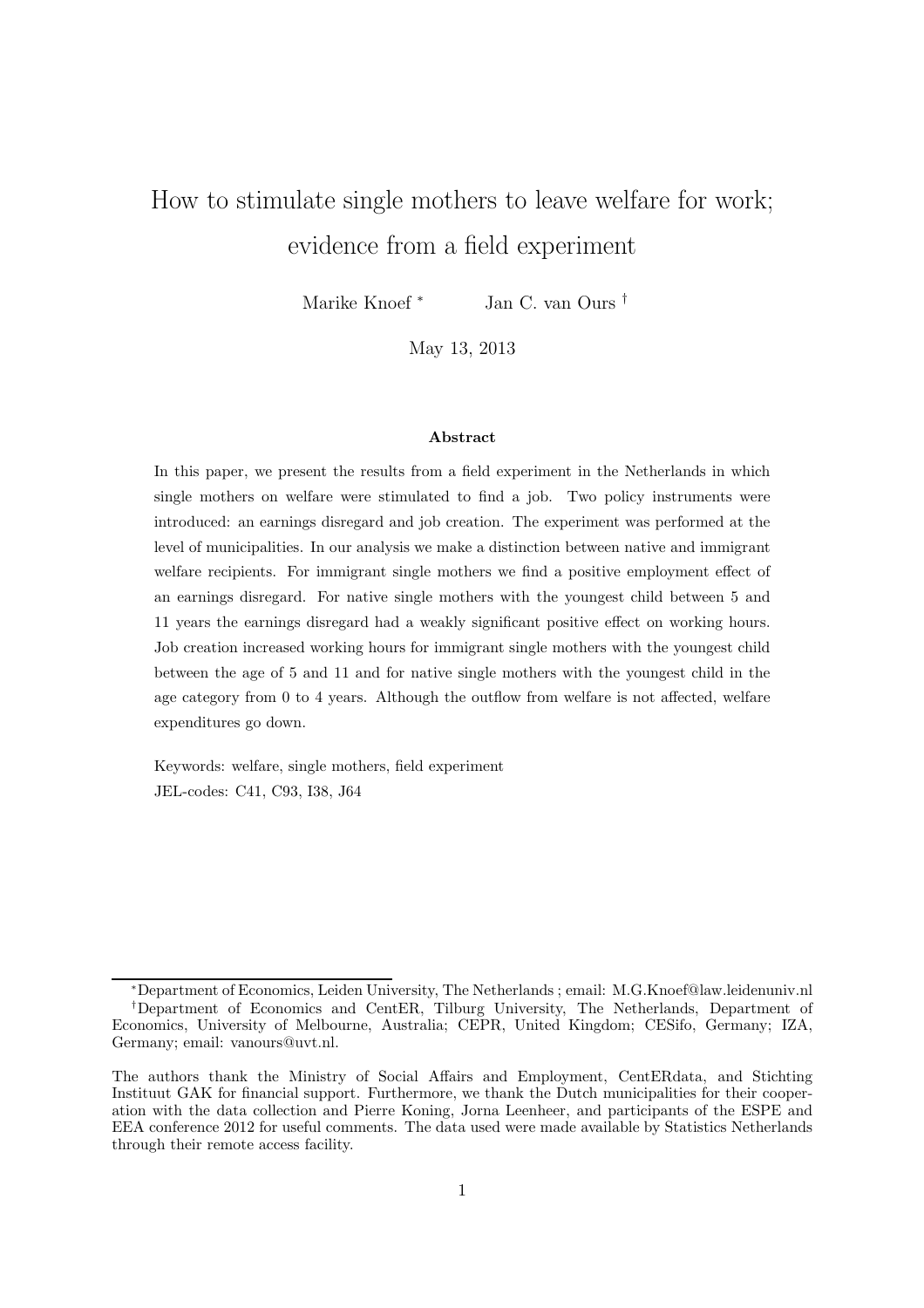# How to stimulate single mothers to leave welfare for work; evidence from a field experiment

Marike Knoef [*] Jan C. van Ours [†]

May 13, 2013

### Abstract

In this paper, we present the results from a field experiment in the Netherlands in which single mothers on welfare were stimulated to find a job. Two policy instruments were introduced: an earnings disregard and job creation. The experiment was performed at the level of municipalities. In our analysis we make a distinction between native and immigrant welfare recipients. For immigrant single mothers we find a positive employment effect of an earnings disregard. For native single mothers with the youngest child between 5 and 11 years the earnings disregard had a weakly significant positive effect on working hours. Job creation increased working hours for immigrant single mothers with the youngest child between the age of 5 and 11 and for native single mothers with the youngest child in the age category from 0 to 4 years. Although the outflow from welfare is not affected, welfare expenditures go down.

Keywords: welfare, single mothers, field experiment

JEL-codes: C41, C93, I38, J64

---

[*] Department of Economics, Leiden University, The Netherlands ; email: M.G.Knoef@law.leidenuniv.nl

[†] Department of Economics and CentER, Tilburg University, The Netherlands, Department of Economics, University of Melbourne, Australia; CEPR, United Kingdom; CESifo, Germany; IZA, Germany; email: vanours@uvt.nl.

The authors thank the Ministry of Social Affairs and Employment, CentERdata, and Stichting Instituut GAK for financial support. Furthermore, we thank the Dutch municipalities for their cooperation with the data collection and Pierre Koning, Jorna Leenheer, and participants of the ESPE and EEA conference 2012 for useful comments. The data used were made available by Statistics Netherlands through their remote access facility.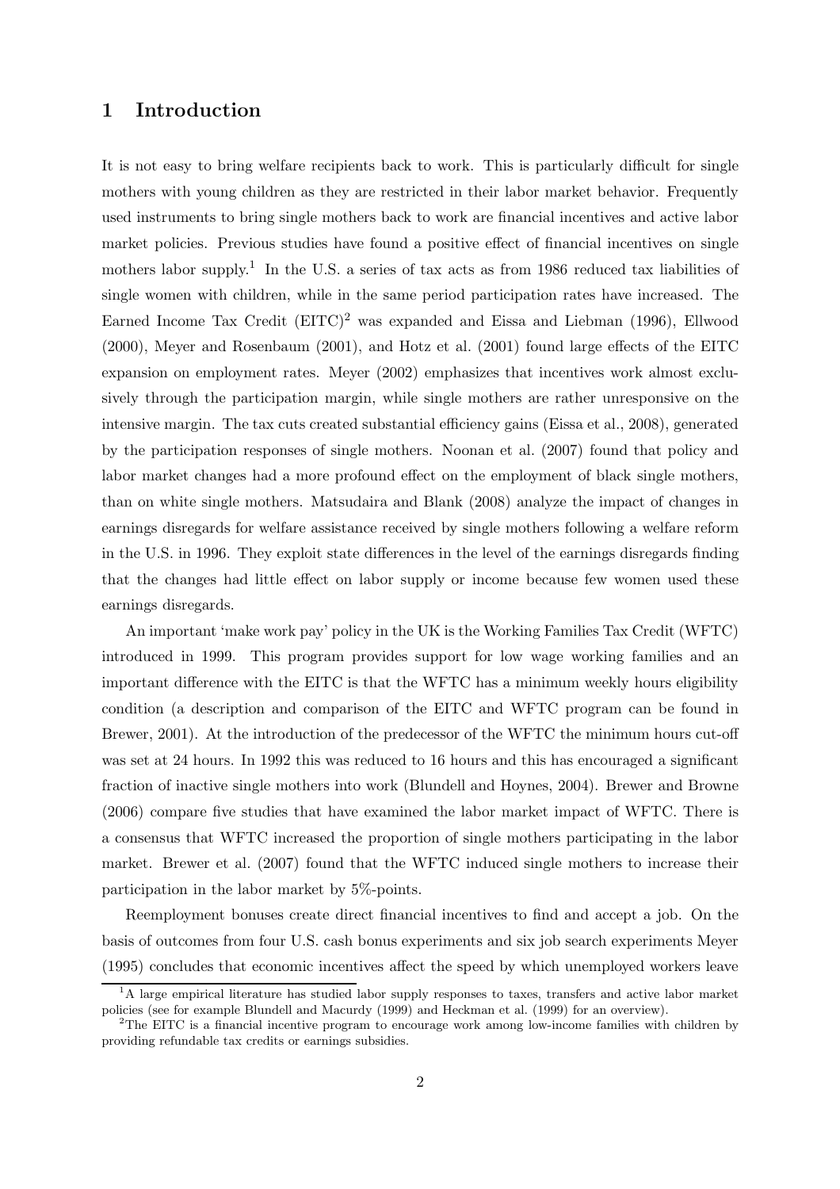# 1 Introduction

It is not easy to bring welfare recipients back to work. This is particularly difficult for single mothers with young children as they are restricted in their labor market behavior. Frequently used instruments to bring single mothers back to work are financial incentives and active labor market policies. Previous studies have found a positive effect of financial incentives on single mothers labor supply.[1] In the U.S. a series of tax acts as from 1986 reduced tax liabilities of single women with children, while in the same period participation rates have increased. The Earned Income Tax Credit (EITC)[2] was expanded and Eissa and Liebman (1996), Ellwood (2000), Meyer and Rosenbaum (2001), and Hotz et al. (2001) found large effects of the EITC expansion on employment rates. Meyer (2002) emphasizes that incentives work almost exclusively through the participation margin, while single mothers are rather unresponsive on the intensive margin. The tax cuts created substantial efficiency gains (Eissa et al., 2008), generated by the participation responses of single mothers. Noonan et al. (2007) found that policy and labor market changes had a more profound effect on the employment of black single mothers, than on white single mothers. Matsudaira and Blank (2008) analyze the impact of changes in earnings disregards for welfare assistance received by single mothers following a welfare reform in the U.S. in 1996. They exploit state differences in the level of the earnings disregards finding that the changes had little effect on labor supply or income because few women used these earnings disregards.

An important 'make work pay' policy in the UK is the Working Families Tax Credit (WFTC) introduced in 1999. This program provides support for low wage working families and an important difference with the EITC is that the WFTC has a minimum weekly hours eligibility condition (a description and comparison of the EITC and WFTC program can be found in Brewer, 2001). At the introduction of the predecessor of the WFTC the minimum hours cut-off was set at 24 hours. In 1992 this was reduced to 16 hours and this has encouraged a significant fraction of inactive single mothers into work (Blundell and Hoynes, 2004). Brewer and Browne (2006) compare five studies that have examined the labor market impact of WFTC. There is a consensus that WFTC increased the proportion of single mothers participating in the labor market. Brewer et al. (2007) found that the WFTC induced single mothers to increase their participation in the labor market by 5%-points.

Reemployment bonuses create direct financial incentives to find and accept a job. On the basis of outcomes from four U.S. cash bonus experiments and six job search experiments Meyer (1995) concludes that economic incentives affect the speed by which unemployed workers leave

[1] A large empirical literature has studied labor supply responses to taxes, transfers and active labor market policies (see for example Blundell and Macurdy (1999) and Heckman et al. (1999) for an overview).

[2] The EITC is a financial incentive program to encourage work among low-income families with children by providing refundable tax credits or earnings subsidies.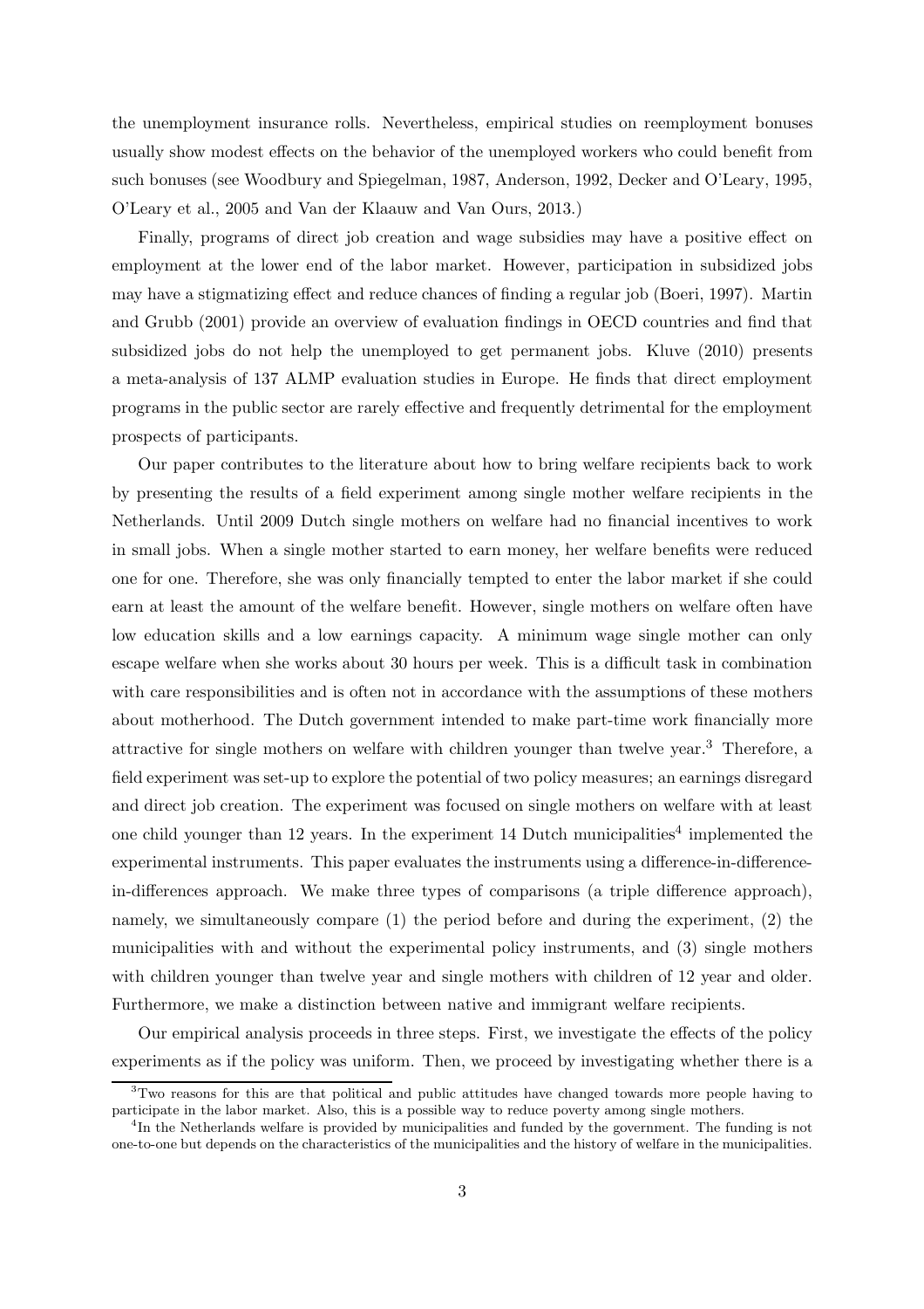the unemployment insurance rolls. Nevertheless, empirical studies on reemployment bonuses usually show modest effects on the behavior of the unemployed workers who could benefit from such bonuses (see Woodbury and Spiegelman, 1987, Anderson, 1992, Decker and O'Leary, 1995, O'Leary et al., 2005 and Van der Klaauw and Van Ours, 2013.)

Finally, programs of direct job creation and wage subsidies may have a positive effect on employment at the lower end of the labor market. However, participation in subsidized jobs may have a stigmatizing effect and reduce chances of finding a regular job (Boeri, 1997). Martin and Grubb (2001) provide an overview of evaluation findings in OECD countries and find that subsidized jobs do not help the unemployed to get permanent jobs. Kluve (2010) presents a meta-analysis of 137 ALMP evaluation studies in Europe. He finds that direct employment programs in the public sector are rarely effective and frequently detrimental for the employment prospects of participants.

Our paper contributes to the literature about how to bring welfare recipients back to work by presenting the results of a field experiment among single mother welfare recipients in the Netherlands. Until 2009 Dutch single mothers on welfare had no financial incentives to work in small jobs. When a single mother started to earn money, her welfare benefits were reduced one for one. Therefore, she was only financially tempted to enter the labor market if she could earn at least the amount of the welfare benefit. However, single mothers on welfare often have low education skills and a low earnings capacity. A minimum wage single mother can only escape welfare when she works about 30 hours per week. This is a difficult task in combination with care responsibilities and is often not in accordance with the assumptions of these mothers about motherhood. The Dutch government intended to make part-time work financially more attractive for single mothers on welfare with children younger than twelve year.[3] Therefore, a field experiment was set-up to explore the potential of two policy measures; an earnings disregard and direct job creation. The experiment was focused on single mothers on welfare with at least one child younger than 12 years. In the experiment 14 Dutch municipalities[4] implemented the experimental instruments. This paper evaluates the instruments using a difference-in-difference-in-differences approach. We make three types of comparisons (a triple difference approach), namely, we simultaneously compare (1) the period before and during the experiment, (2) the municipalities with and without the experimental policy instruments, and (3) single mothers with children younger than twelve year and single mothers with children of 12 year and older. Furthermore, we make a distinction between native and immigrant welfare recipients.

Our empirical analysis proceeds in three steps. First, we investigate the effects of the policy experiments as if the policy was uniform. Then, we proceed by investigating whether there is a

[3] Two reasons for this are that political and public attitudes have changed towards more people having to participate in the labor market. Also, this is a possible way to reduce poverty among single mothers.

[4] In the Netherlands welfare is provided by municipalities and funded by the government. The funding is not one-to-one but depends on the characteristics of the municipalities and the history of welfare in the municipalities.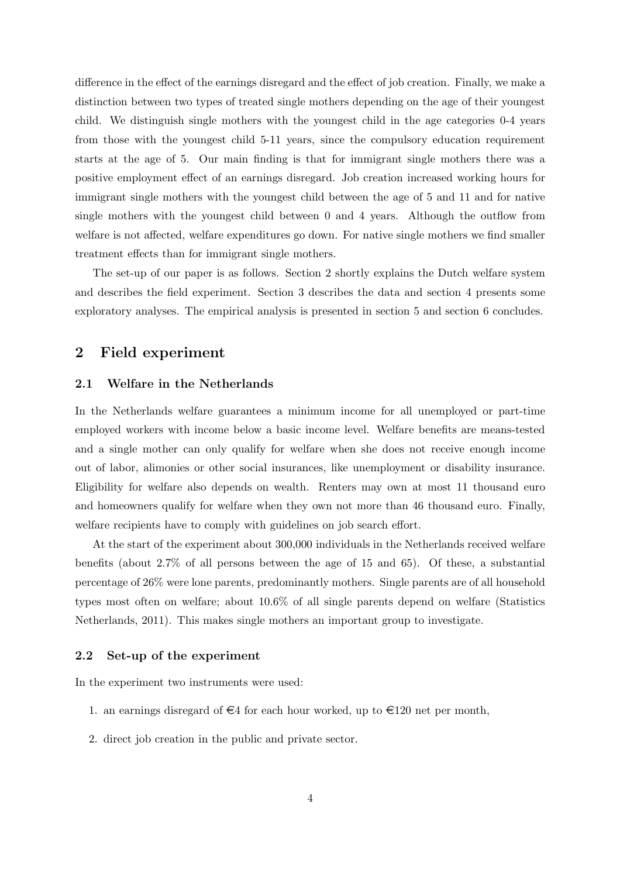difference in the effect of the earnings disregard and the effect of job creation. Finally, we make a distinction between two types of treated single mothers depending on the age of their youngest child. We distinguish single mothers with the youngest child in the age categories 0-4 years from those with the youngest child 5-11 years, since the compulsory education requirement starts at the age of 5. Our main finding is that for immigrant single mothers there was a positive employment effect of an earnings disregard. Job creation increased working hours for immigrant single mothers with the youngest child between the age of 5 and 11 and for native single mothers with the youngest child between 0 and 4 years. Although the outflow from welfare is not affected, welfare expenditures go down. For native single mothers we find smaller treatment effects than for immigrant single mothers.

The set-up of our paper is as follows. Section 2 shortly explains the Dutch welfare system and describes the field experiment. Section 3 describes the data and section 4 presents some exploratory analyses. The empirical analysis is presented in section 5 and section 6 concludes.

## 2 Field experiment

### 2.1 Welfare in the Netherlands

In the Netherlands welfare guarantees a minimum income for all unemployed or part-time employed workers with income below a basic income level. Welfare benefits are means-tested and a single mother can only qualify for welfare when she does not receive enough income out of labor, alimonies or other social insurances, like unemployment or disability insurance. Eligibility for welfare also depends on wealth. Renters may own at most 11 thousand euro and homeowners qualify for welfare when they own not more than 46 thousand euro. Finally, welfare recipients have to comply with guidelines on job search effort.

At the start of the experiment about 300,000 individuals in the Netherlands received welfare benefits (about 2.7% of all persons between the age of 15 and 65). Of these, a substantial percentage of 26% were lone parents, predominantly mothers. Single parents are of all household types most often on welfare; about 10.6% of all single parents depend on welfare (Statistics Netherlands, 2011). This makes single mothers an important group to investigate.

### 2.2 Set-up of the experiment

In the experiment two instruments were used:

1. an earnings disregard of €4 for each hour worked, up to €120 net per month,
2. direct job creation in the public and private sector.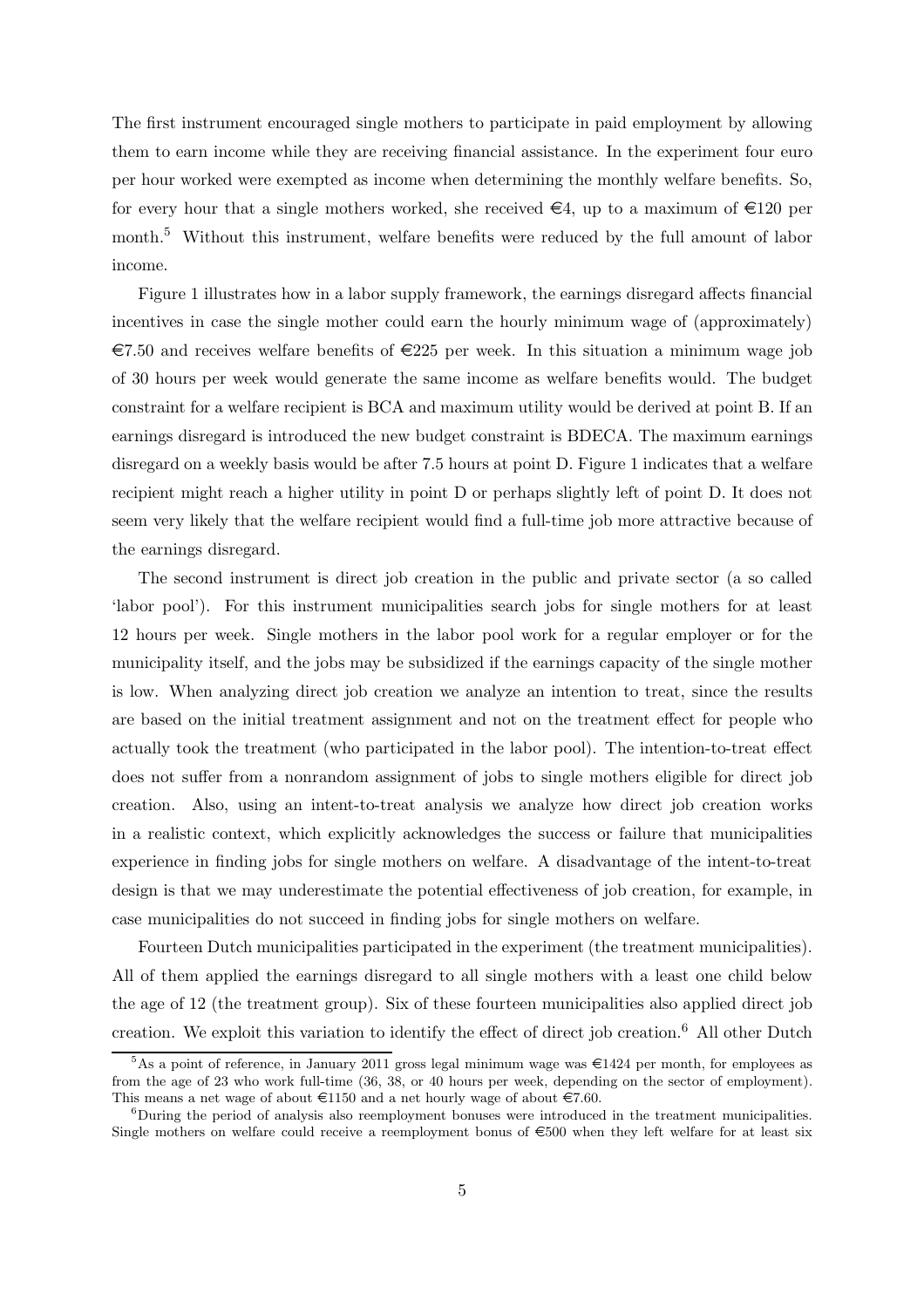The first instrument encouraged single mothers to participate in paid employment by allowing them to earn income while they are receiving financial assistance. In the experiment four euro per hour worked were exempted as income when determining the monthly welfare benefits. So, for every hour that a single mothers worked, she received €4, up to a maximum of €120 per month.[5] Without this instrument, welfare benefits were reduced by the full amount of labor income.

Figure 1 illustrates how in a labor supply framework, the earnings disregard affects financial incentives in case the single mother could earn the hourly minimum wage of (approximately) €7.50 and receives welfare benefits of €225 per week. In this situation a minimum wage job of 30 hours per week would generate the same income as welfare benefits would. The budget constraint for a welfare recipient is BCA and maximum utility would be derived at point B. If an earnings disregard is introduced the new budget constraint is BDECA. The maximum earnings disregard on a weekly basis would be after 7.5 hours at point D. Figure 1 indicates that a welfare recipient might reach a higher utility in point D or perhaps slightly left of point D. It does not seem very likely that the welfare recipient would find a full-time job more attractive because of the earnings disregard.

The second instrument is direct job creation in the public and private sector (a so called 'labor pool'). For this instrument municipalities search jobs for single mothers for at least 12 hours per week. Single mothers in the labor pool work for a regular employer or for the municipality itself, and the jobs may be subsidized if the earnings capacity of the single mother is low. When analyzing direct job creation we analyze an intention to treat, since the results are based on the initial treatment assignment and not on the treatment effect for people who actually took the treatment (who participated in the labor pool). The intention-to-treat effect does not suffer from a nonrandom assignment of jobs to single mothers eligible for direct job creation. Also, using an intent-to-treat analysis we analyze how direct job creation works in a realistic context, which explicitly acknowledges the success or failure that municipalities experience in finding jobs for single mothers on welfare. A disadvantage of the intent-to-treat design is that we may underestimate the potential effectiveness of job creation, for example, in case municipalities do not succeed in finding jobs for single mothers on welfare.

Fourteen Dutch municipalities participated in the experiment (the treatment municipalities). All of them applied the earnings disregard to all single mothers with a least one child below the age of 12 (the treatment group). Six of these fourteen municipalities also applied direct job creation. We exploit this variation to identify the effect of direct job creation.[6] All other Dutch

[5] As a point of reference, in January 2011 gross legal minimum wage was €1424 per month, for employees as from the age of 23 who work full-time (36, 38, or 40 hours per week, depending on the sector of employment). This means a net wage of about €1150 and a net hourly wage of about €7.60.

[6] During the period of analysis also reemployment bonuses were introduced in the treatment municipalities. Single mothers on welfare could receive a reemployment bonus of €500 when they left welfare for at least six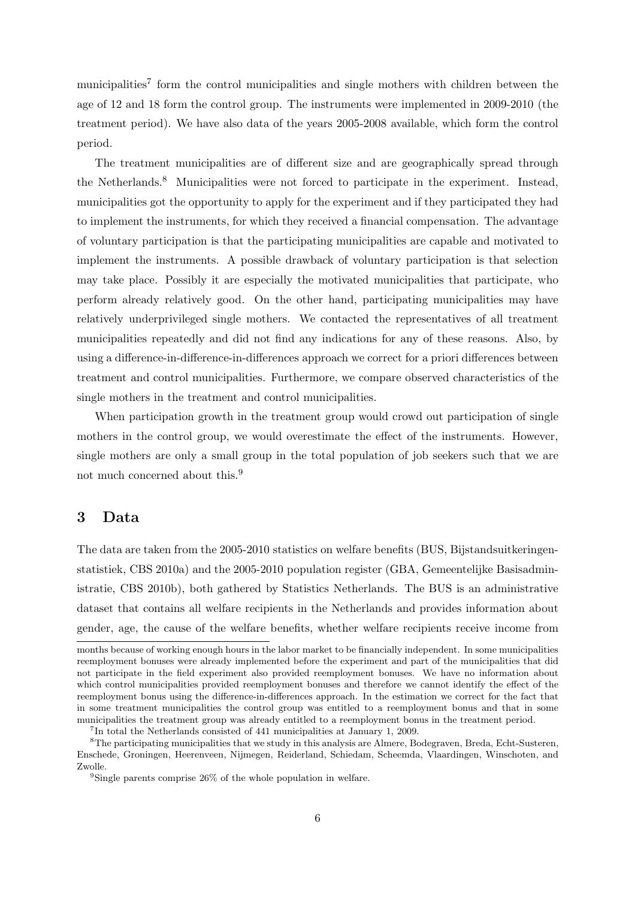municipalities[7] form the control municipalities and single mothers with children between the age of 12 and 18 form the control group. The instruments were implemented in 2009-2010 (the treatment period). We have also data of the years 2005-2008 available, which form the control period.

The treatment municipalities are of different size and are geographically spread through the Netherlands.[8] Municipalities were not forced to participate in the experiment. Instead, municipalities got the opportunity to apply for the experiment and if they participated they had to implement the instruments, for which they received a financial compensation. The advantage of voluntary participation is that the participating municipalities are capable and motivated to implement the instruments. A possible drawback of voluntary participation is that selection may take place. Possibly it are especially the motivated municipalities that participate, who perform already relatively good. On the other hand, participating municipalities may have relatively underprivileged single mothers. We contacted the representatives of all treatment municipalities repeatedly and did not find any indications for any of these reasons. Also, by using a difference-in-difference-in-differences approach we correct for a priori differences between treatment and control municipalities. Furthermore, we compare observed characteristics of the single mothers in the treatment and control municipalities.

When participation growth in the treatment group would crowd out participation of single mothers in the control group, we would overestimate the effect of the instruments. However, single mothers are only a small group in the total population of job seekers such that we are not much concerned about this.[9]

## 3 Data

The data are taken from the 2005-2010 statistics on welfare benefits (BUS, Bijstandsuitkeringenstatistiek, CBS 2010a) and the 2005-2010 population register (GBA, Gemeentelijke Basisadministratie, CBS 2010b), both gathered by Statistics Netherlands. The BUS is an administrative dataset that contains all welfare recipients in the Netherlands and provides information about gender, age, the cause of the welfare benefits, whether welfare recipients receive income from

months because of working enough hours in the labor market to be financially independent. In some municipalities reemployment bonuses were already implemented before the experiment and part of the municipalities that did not participate in the field experiment also provided reemployment bonuses. We have no information about which control municipalities provided reemployment bonuses and therefore we cannot identify the effect of the reemployment bonus using the difference-in-differences approach. In the estimation we correct for the fact that in some treatment municipalities the control group was entitled to a reemployment bonus and that in some municipalities the treatment group was already entitled to a reemployment bonus in the treatment period.

[7] In total the Netherlands consisted of 441 municipalities at January 1, 2009.

[8] The participating municipalities that we study in this analysis are Almere, Bodegraven, Breda, Echt-Susteren, Enschede, Groningen, Heerenveen, Nijmegen, Reiderland, Schiedam, Scheemda, Vlaardingen, Winschoten, and Zwolle.

[9] Single parents comprise 26% of the whole population in welfare.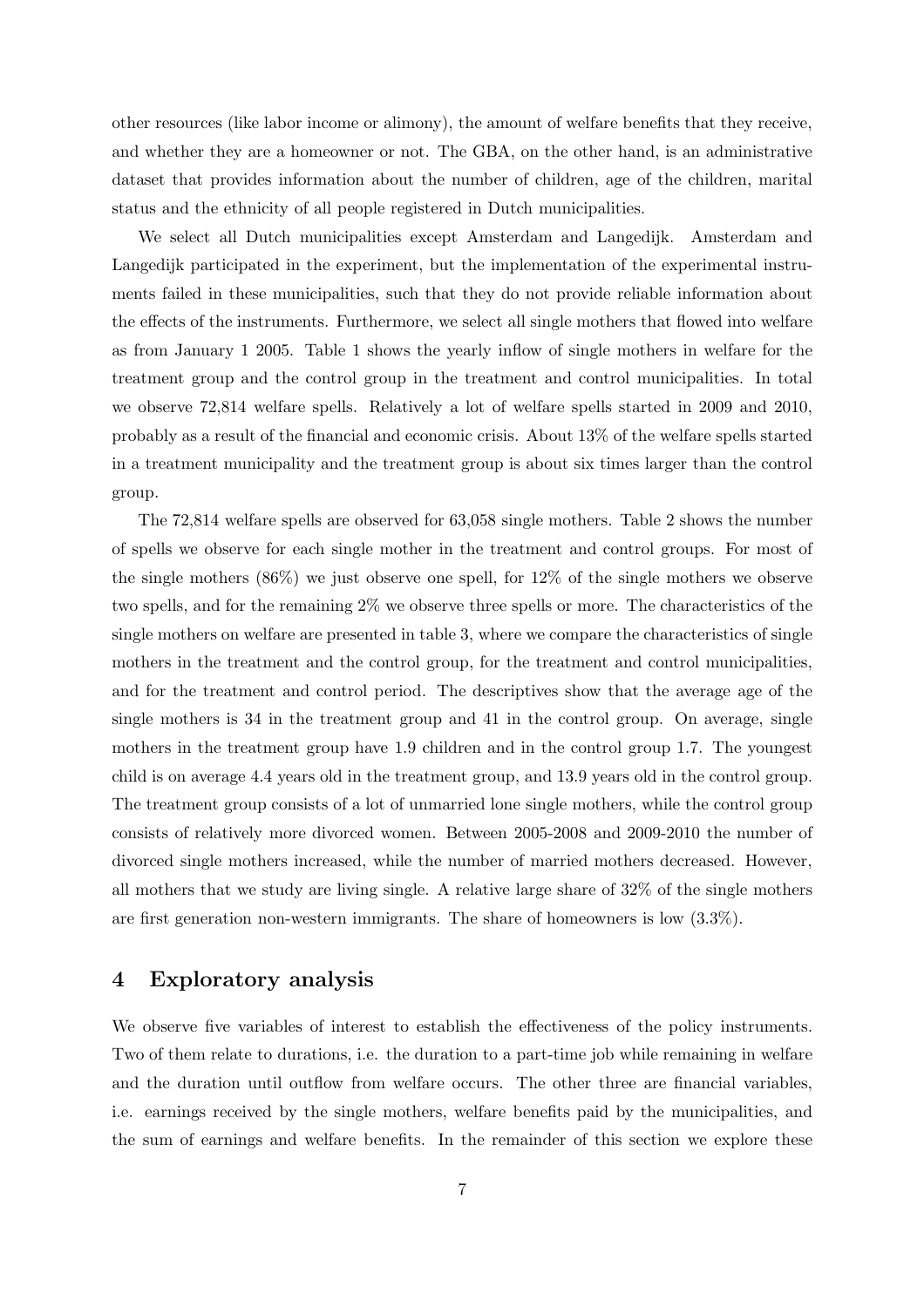other resources (like labor income or alimony), the amount of welfare benefits that they receive, and whether they are a homeowner or not. The GBA, on the other hand, is an administrative dataset that provides information about the number of children, age of the children, marital status and the ethnicity of all people registered in Dutch municipalities.

We select all Dutch municipalities except Amsterdam and Langedijk. Amsterdam and Langedijk participated in the experiment, but the implementation of the experimental instruments failed in these municipalities, such that they do not provide reliable information about the effects of the instruments. Furthermore, we select all single mothers that flowed into welfare as from January 1 2005. Table 1 shows the yearly inflow of single mothers in welfare for the treatment group and the control group in the treatment and control municipalities. In total we observe 72,814 welfare spells. Relatively a lot of welfare spells started in 2009 and 2010, probably as a result of the financial and economic crisis. About 13% of the welfare spells started in a treatment municipality and the treatment group is about six times larger than the control group.

The 72,814 welfare spells are observed for 63,058 single mothers. Table 2 shows the number of spells we observe for each single mother in the treatment and control groups. For most of the single mothers (86%) we just observe one spell, for 12% of the single mothers we observe two spells, and for the remaining 2% we observe three spells or more. The characteristics of the single mothers on welfare are presented in table 3, where we compare the characteristics of single mothers in the treatment and the control group, for the treatment and control municipalities, and for the treatment and control period. The descriptives show that the average age of the single mothers is 34 in the treatment group and 41 in the control group. On average, single mothers in the treatment group have 1.9 children and in the control group 1.7. The youngest child is on average 4.4 years old in the treatment group, and 13.9 years old in the control group. The treatment group consists of a lot of unmarried lone single mothers, while the control group consists of relatively more divorced women. Between 2005-2008 and 2009-2010 the number of divorced single mothers increased, while the number of married mothers decreased. However, all mothers that we study are living single. A relative large share of 32% of the single mothers are first generation non-western immigrants. The share of homeowners is low (3.3%).

## 4 Exploratory analysis

We observe five variables of interest to establish the effectiveness of the policy instruments. Two of them relate to durations, i.e. the duration to a part-time job while remaining in welfare and the duration until outflow from welfare occurs. The other three are financial variables, i.e. earnings received by the single mothers, welfare benefits paid by the municipalities, and the sum of earnings and welfare benefits. In the remainder of this section we explore these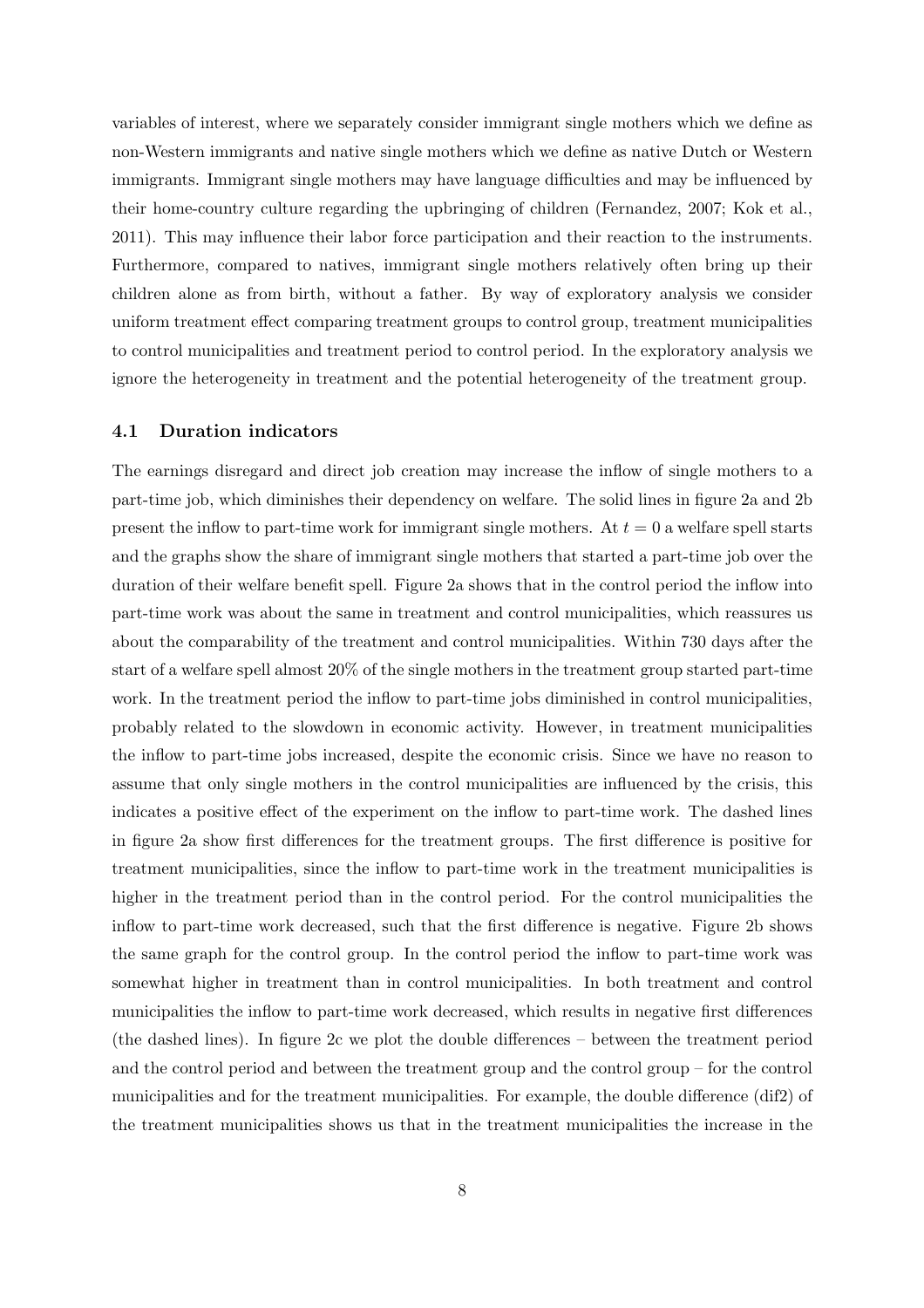variables of interest, where we separately consider immigrant single mothers which we define as non-Western immigrants and native single mothers which we define as native Dutch or Western immigrants. Immigrant single mothers may have language difficulties and may be influenced by their home-country culture regarding the upbringing of children (Fernandez, 2007; Kok et al., 2011). This may influence their labor force participation and their reaction to the instruments. Furthermore, compared to natives, immigrant single mothers relatively often bring up their children alone as from birth, without a father. By way of exploratory analysis we consider uniform treatment effect comparing treatment groups to control group, treatment municipalities to control municipalities and treatment period to control period. In the exploratory analysis we ignore the heterogeneity in treatment and the potential heterogeneity of the treatment group.

### 4.1 Duration indicators

The earnings disregard and direct job creation may increase the inflow of single mothers to a part-time job, which diminishes their dependency on welfare. The solid lines in figure 2a and 2b present the inflow to part-time work for immigrant single mothers. At $t = 0$ a welfare spell starts and the graphs show the share of immigrant single mothers that started a part-time job over the duration of their welfare benefit spell. Figure 2a shows that in the control period the inflow into part-time work was about the same in treatment and control municipalities, which reassures us about the comparability of the treatment and control municipalities. Within 730 days after the start of a welfare spell almost 20% of the single mothers in the treatment group started part-time work. In the treatment period the inflow to part-time jobs diminished in control municipalities, probably related to the slowdown in economic activity. However, in treatment municipalities the inflow to part-time jobs increased, despite the economic crisis. Since we have no reason to assume that only single mothers in the control municipalities are influenced by the crisis, this indicates a positive effect of the experiment on the inflow to part-time work. The dashed lines in figure 2a show first differences for the treatment groups. The first difference is positive for treatment municipalities, since the inflow to part-time work in the treatment municipalities is higher in the treatment period than in the control period. For the control municipalities the inflow to part-time work decreased, such that the first difference is negative. Figure 2b shows the same graph for the control group. In the control period the inflow to part-time work was somewhat higher in treatment than in control municipalities. In both treatment and control municipalities the inflow to part-time work decreased, which results in negative first differences (the dashed lines). In figure 2c we plot the double differences – between the treatment period and the control period and between the treatment group and the control group – for the control municipalities and for the treatment municipalities. For example, the double difference (dif2) of the treatment municipalities shows us that in the treatment municipalities the increase in the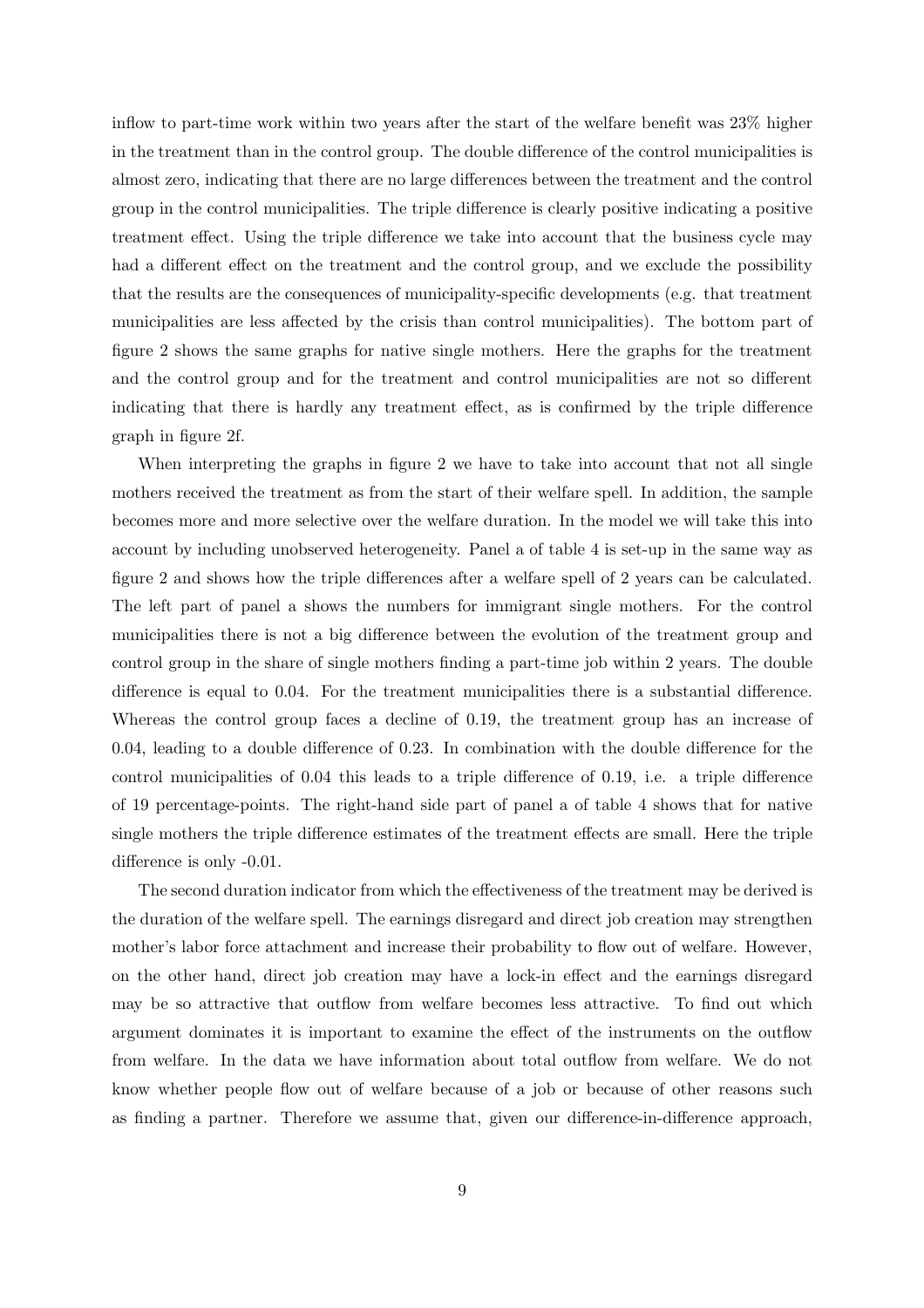inflow to part-time work within two years after the start of the welfare benefit was 23% higher in the treatment than in the control group. The double difference of the control municipalities is almost zero, indicating that there are no large differences between the treatment and the control group in the control municipalities. The triple difference is clearly positive indicating a positive treatment effect. Using the triple difference we take into account that the business cycle may had a different effect on the treatment and the control group, and we exclude the possibility that the results are the consequences of municipality-specific developments (e.g. that treatment municipalities are less affected by the crisis than control municipalities). The bottom part of figure 2 shows the same graphs for native single mothers. Here the graphs for the treatment and the control group and for the treatment and control municipalities are not so different indicating that there is hardly any treatment effect, as is confirmed by the triple difference graph in figure 2f.

When interpreting the graphs in figure 2 we have to take into account that not all single mothers received the treatment as from the start of their welfare spell. In addition, the sample becomes more and more selective over the welfare duration. In the model we will take this into account by including unobserved heterogeneity. Panel a of table 4 is set-up in the same way as figure 2 and shows how the triple differences after a welfare spell of 2 years can be calculated. The left part of panel a shows the numbers for immigrant single mothers. For the control municipalities there is not a big difference between the evolution of the treatment group and control group in the share of single mothers finding a part-time job within 2 years. The double difference is equal to 0.04. For the treatment municipalities there is a substantial difference. Whereas the control group faces a decline of 0.19, the treatment group has an increase of 0.04, leading to a double difference of 0.23. In combination with the double difference for the control municipalities of 0.04 this leads to a triple difference of 0.19, i.e. a triple difference of 19 percentage-points. The right-hand side part of panel a of table 4 shows that for native single mothers the triple difference estimates of the treatment effects are small. Here the triple difference is only -0.01.

The second duration indicator from which the effectiveness of the treatment may be derived is the duration of the welfare spell. The earnings disregard and direct job creation may strengthen mother's labor force attachment and increase their probability to flow out of welfare. However, on the other hand, direct job creation may have a lock-in effect and the earnings disregard may be so attractive that outflow from welfare becomes less attractive. To find out which argument dominates it is important to examine the effect of the instruments on the outflow from welfare. In the data we have information about total outflow from welfare. We do not know whether people flow out of welfare because of a job or because of other reasons such as finding a partner. Therefore we assume that, given our difference-in-difference approach,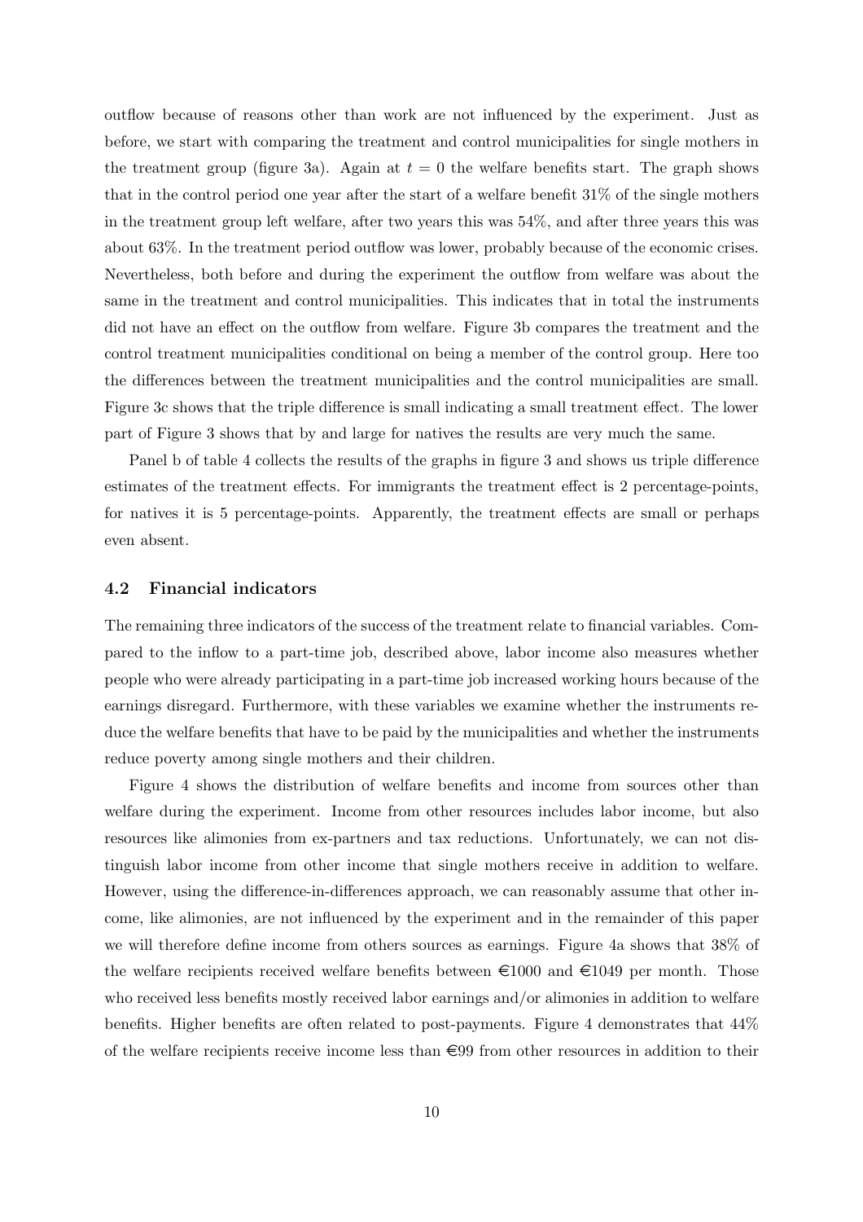outflow because of reasons other than work are not influenced by the experiment. Just as before, we start with comparing the treatment and control municipalities for single mothers in the treatment group (figure 3a). Again at $t = 0$ the welfare benefits start. The graph shows that in the control period one year after the start of a welfare benefit 31% of the single mothers in the treatment group left welfare, after two years this was 54%, and after three years this was about 63%. In the treatment period outflow was lower, probably because of the economic crises. Nevertheless, both before and during the experiment the outflow from welfare was about the same in the treatment and control municipalities. This indicates that in total the instruments did not have an effect on the outflow from welfare. Figure 3b compares the treatment and the control treatment municipalities conditional on being a member of the control group. Here too the differences between the treatment municipalities and the control municipalities are small. Figure 3c shows that the triple difference is small indicating a small treatment effect. The lower part of Figure 3 shows that by and large for natives the results are very much the same.

Panel b of table 4 collects the results of the graphs in figure 3 and shows us triple difference estimates of the treatment effects. For immigrants the treatment effect is 2 percentage-points, for natives it is 5 percentage-points. Apparently, the treatment effects are small or perhaps even absent.

### 4.2 Financial indicators

The remaining three indicators of the success of the treatment relate to financial variables. Compared to the inflow to a part-time job, described above, labor income also measures whether people who were already participating in a part-time job increased working hours because of the earnings disregard. Furthermore, with these variables we examine whether the instruments reduce the welfare benefits that have to be paid by the municipalities and whether the instruments reduce poverty among single mothers and their children.

Figure 4 shows the distribution of welfare benefits and income from sources other than welfare during the experiment. Income from other resources includes labor income, but also resources like alimonies from ex-partners and tax reductions. Unfortunately, we can not distinguish labor income from other income that single mothers receive in addition to welfare. However, using the difference-in-differences approach, we can reasonably assume that other income, like alimonies, are not influenced by the experiment and in the remainder of this paper we will therefore define income from others sources as earnings. Figure 4a shows that 38% of the welfare recipients received welfare benefits between €1000 and €1049 per month. Those who received less benefits mostly received labor earnings and/or alimonies in addition to welfare benefits. Higher benefits are often related to post-payments. Figure 4 demonstrates that 44% of the welfare recipients receive income less than €99 from other resources in addition to their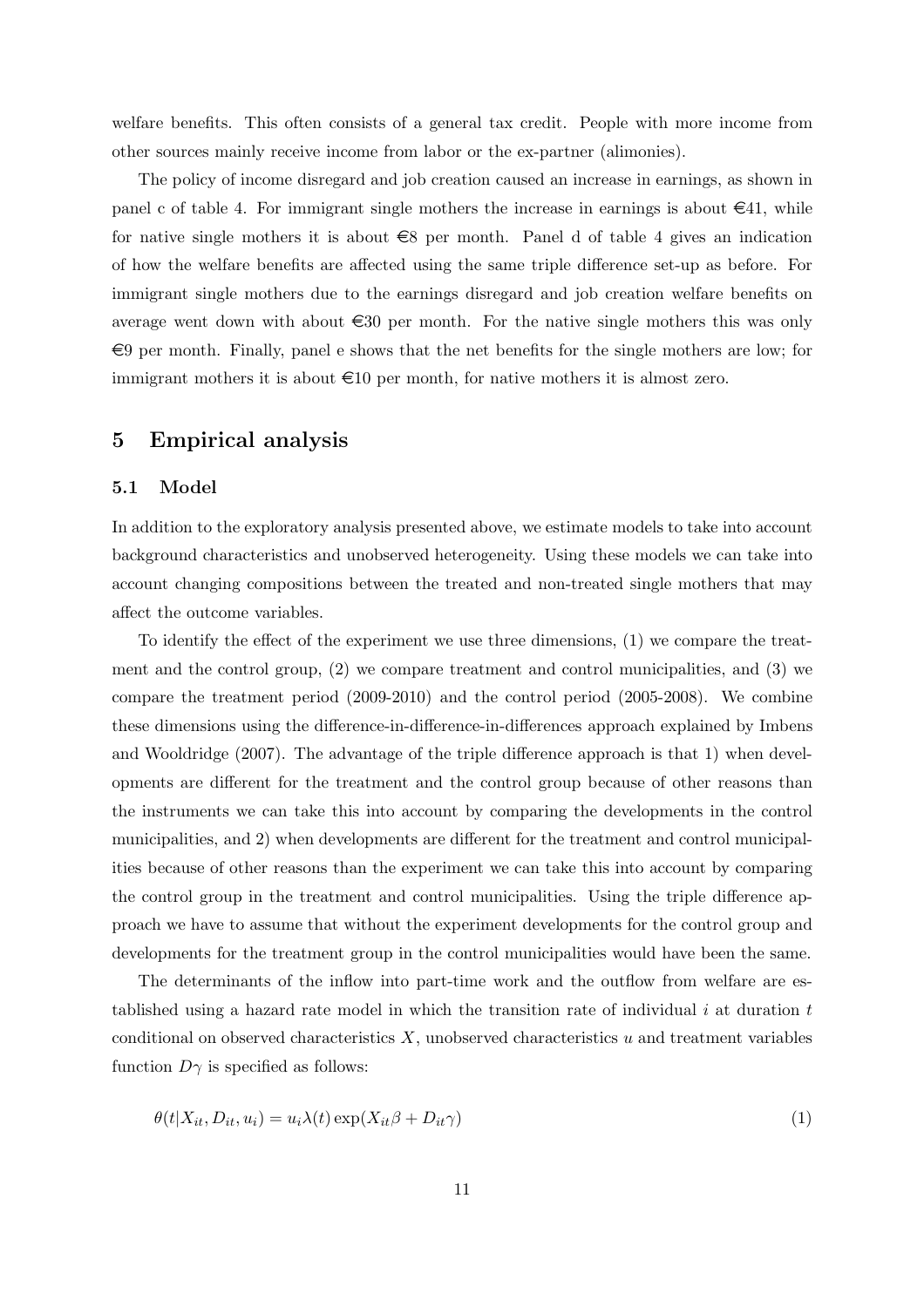welfare benefits. This often consists of a general tax credit. People with more income from other sources mainly receive income from labor or the ex-partner (alimonies).

The policy of income disregard and job creation caused an increase in earnings, as shown in panel c of table 4. For immigrant single mothers the increase in earnings is about €41, while for native single mothers it is about €8 per month. Panel d of table 4 gives an indication of how the welfare benefits are affected using the same triple difference set-up as before. For immigrant single mothers due to the earnings disregard and job creation welfare benefits on average went down with about €30 per month. For the native single mothers this was only €9 per month. Finally, panel e shows that the net benefits for the single mothers are low; for immigrant mothers it is about €10 per month, for native mothers it is almost zero.

## 5 Empirical analysis

### 5.1 Model

In addition to the exploratory analysis presented above, we estimate models to take into account background characteristics and unobserved heterogeneity. Using these models we can take into account changing compositions between the treated and non-treated single mothers that may affect the outcome variables.

To identify the effect of the experiment we use three dimensions, (1) we compare the treatment and the control group, (2) we compare treatment and control municipalities, and (3) we compare the treatment period (2009-2010) and the control period (2005-2008). We combine these dimensions using the difference-in-difference-in-differences approach explained by Imbens and Wooldridge (2007). The advantage of the triple difference approach is that 1) when developments are different for the treatment and the control group because of other reasons than the instruments we can take this into account by comparing the developments in the control municipalities, and 2) when developments are different for the treatment and control municipalities because of other reasons than the experiment we can take this into account by comparing the control group in the treatment and control municipalities. Using the triple difference approach we have to assume that without the experiment developments for the control group and developments for the treatment group in the control municipalities would have been the same.

The determinants of the inflow into part-time work and the outflow from welfare are established using a hazard rate model in which the transition rate of individual $i$ at duration $t$ conditional on observed characteristics $X$, unobserved characteristics $u$ and treatment variables function $D\gamma$ is specified as follows:

$$\theta(t|X_{it}, D_{it}, u_i) = u_i \lambda(t) \exp(X_{it}\beta + D_{it}\gamma) \tag{1}$$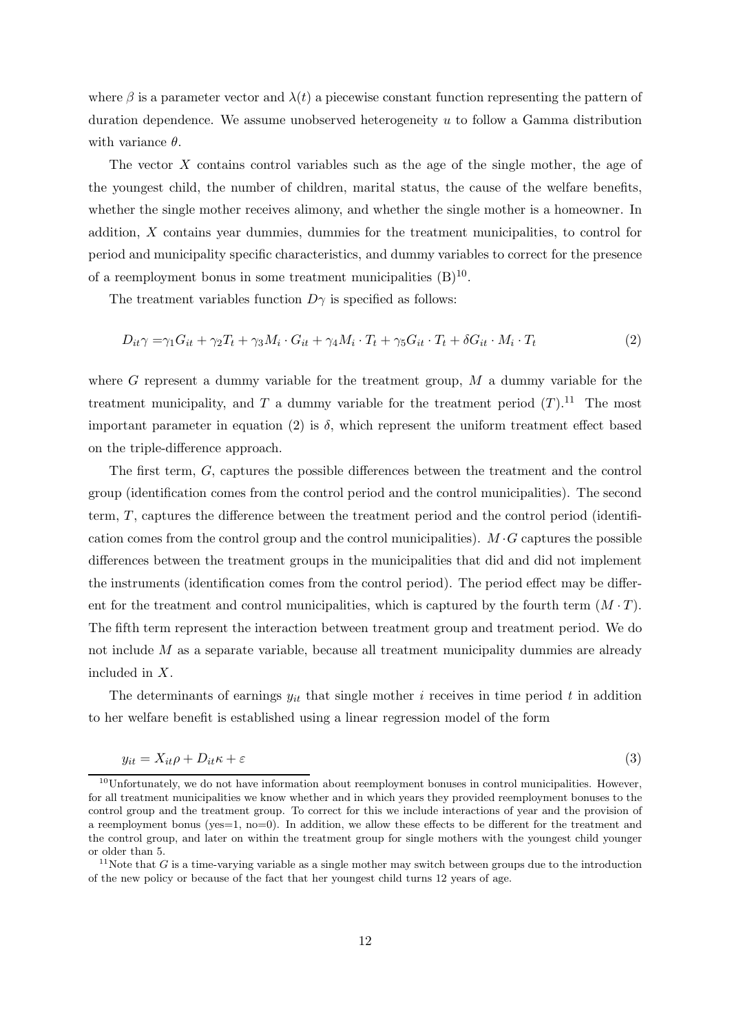where $\beta$ is a parameter vector and $\lambda(t)$ a piecewise constant function representing the pattern of duration dependence. We assume unobserved heterogeneity $u$ to follow a Gamma distribution with variance $\theta$.

The vector $X$ contains control variables such as the age of the single mother, the age of the youngest child, the number of children, marital status, the cause of the welfare benefits, whether the single mother receives alimony, and whether the single mother is a homeowner. In addition, $X$ contains year dummies, dummies for the treatment municipalities, to control for period and municipality specific characteristics, and dummy variables to correct for the presence of a reemployment bonus in some treatment municipalities (B)[10].

The treatment variables function $D\gamma$ is specified as follows:

$$D_{it}\gamma = \gamma_1 G_{it} + \gamma_2 T_t + \gamma_3 M_i \cdot G_{it} + \gamma_4 M_i \cdot T_t + \gamma_5 G_{it} \cdot T_t + \delta G_{it} \cdot M_i \cdot T_t \tag{2}$$

where $G$ represent a dummy variable for the treatment group, $M$ a dummy variable for the treatment municipality, and $T$ a dummy variable for the treatment period $(T)$.[11] The most important parameter in equation (2) is $\delta$, which represent the uniform treatment effect based on the triple-difference approach.

The first term, $G$, captures the possible differences between the treatment and the control group (identification comes from the control period and the control municipalities). The second term, $T$, captures the difference between the treatment period and the control period (identification comes from the control group and the control municipalities). $M \cdot G$ captures the possible differences between the treatment groups in the municipalities that did and did not implement the instruments (identification comes from the control period). The period effect may be different for the treatment and control municipalities, which is captured by the fourth term $(M \cdot T)$. The fifth term represent the interaction between treatment group and treatment period. We do not include $M$ as a separate variable, because all treatment municipality dummies are already included in $X$.

The determinants of earnings $y_{it}$ that single mother $i$ receives in time period $t$ in addition to her welfare benefit is established using a linear regression model of the form

$$y_{it} = X_{it}\rho + D_{it}\kappa + \varepsilon \tag{3}$$

[10] Unfortunately, we do not have information about reemployment bonuses in control municipalities. However, for all treatment municipalities we know whether and in which years they provided reemployment bonuses to the control group and the treatment group. To correct for this we include interactions of year and the provision of a reemployment bonus (yes=1, no=0). In addition, we allow these effects to be different for the treatment and the control group, and later on within the treatment group for single mothers with the youngest child younger or older than 5.

[11] Note that $G$ is a time-varying variable as a single mother may switch between groups due to the introduction of the new policy or because of the fact that her youngest child turns 12 years of age.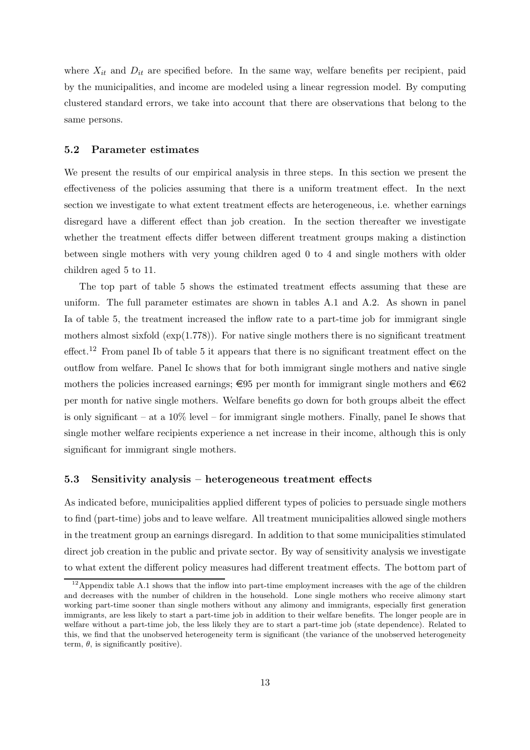where $X_{it}$ and $D_{it}$ are specified before. In the same way, welfare benefits per recipient, paid by the municipalities, and income are modeled using a linear regression model. By computing clustered standard errors, we take into account that there are observations that belong to the same persons.

### 5.2 Parameter estimates

We present the results of our empirical analysis in three steps. In this section we present the effectiveness of the policies assuming that there is a uniform treatment effect. In the next section we investigate to what extent treatment effects are heterogeneous, i.e. whether earnings disregard have a different effect than job creation. In the section thereafter we investigate whether the treatment effects differ between different treatment groups making a distinction between single mothers with very young children aged 0 to 4 and single mothers with older children aged 5 to 11.

The top part of table 5 shows the estimated treatment effects assuming that these are uniform. The full parameter estimates are shown in tables A.1 and A.2. As shown in panel Ia of table 5, the treatment increased the inflow rate to a part-time job for immigrant single mothers almost sixfold ($\exp(1.778)$). For native single mothers there is no significant treatment effect.[12] From panel Ib of table 5 it appears that there is no significant treatment effect on the outflow from welfare. Panel Ic shows that for both immigrant single mothers and native single mothers the policies increased earnings; €95 per month for immigrant single mothers and €62 per month for native single mothers. Welfare benefits go down for both groups albeit the effect is only significant – at a 10% level – for immigrant single mothers. Finally, panel Ie shows that single mother welfare recipients experience a net increase in their income, although this is only significant for immigrant single mothers.

### 5.3 Sensitivity analysis – heterogeneous treatment effects

As indicated before, municipalities applied different types of policies to persuade single mothers to find (part-time) jobs and to leave welfare. All treatment municipalities allowed single mothers in the treatment group an earnings disregard. In addition to that some municipalities stimulated direct job creation in the public and private sector. By way of sensitivity analysis we investigate to what extent the different policy measures had different treatment effects. The bottom part of

[12] Appendix table A.1 shows that the inflow into part-time employment increases with the age of the children and decreases with the number of children in the household. Lone single mothers who receive alimony start working part-time sooner than single mothers without any alimony and immigrants, especially first generation immigrants, are less likely to start a part-time job in addition to their welfare benefits. The longer people are in welfare without a part-time job, the less likely they are to start a part-time job (state dependence). Related to this, we find that the unobserved heterogeneity term is significant (the variance of the unobserved heterogeneity term, $\theta$, is significantly positive).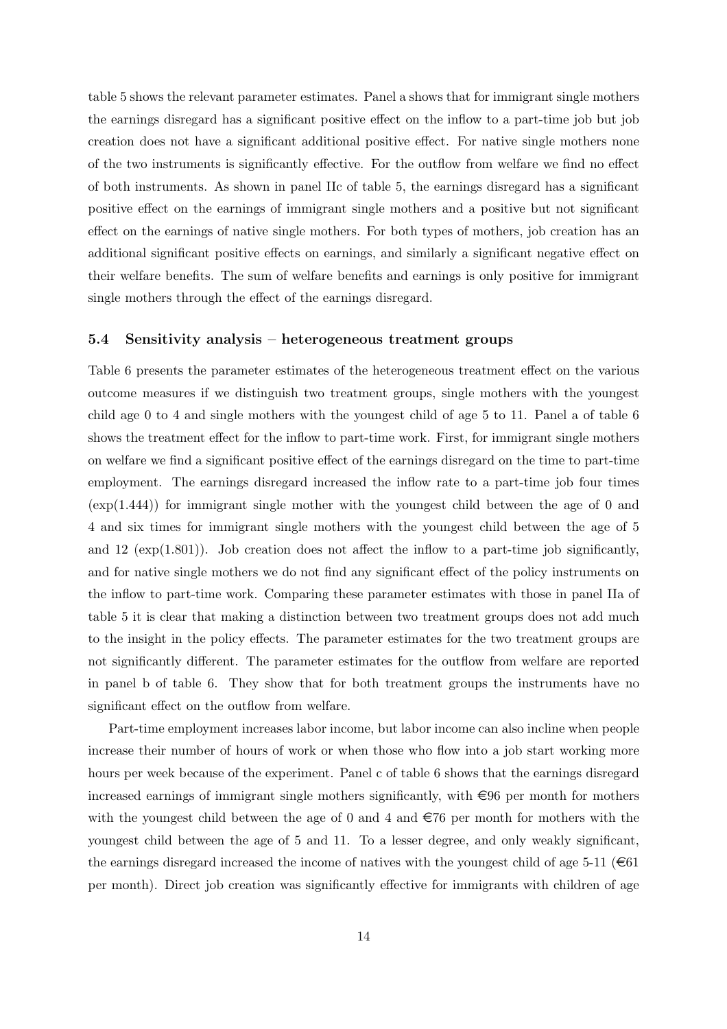table 5 shows the relevant parameter estimates. Panel a shows that for immigrant single mothers the earnings disregard has a significant positive effect on the inflow to a part-time job but job creation does not have a significant additional positive effect. For native single mothers none of the two instruments is significantly effective. For the outflow from welfare we find no effect of both instruments. As shown in panel IIc of table 5, the earnings disregard has a significant positive effect on the earnings of immigrant single mothers and a positive but not significant effect on the earnings of native single mothers. For both types of mothers, job creation has an additional significant positive effects on earnings, and similarly a significant negative effect on their welfare benefits. The sum of welfare benefits and earnings is only positive for immigrant single mothers through the effect of the earnings disregard.

### 5.4 Sensitivity analysis – heterogeneous treatment groups

Table 6 presents the parameter estimates of the heterogeneous treatment effect on the various outcome measures if we distinguish two treatment groups, single mothers with the youngest child age 0 to 4 and single mothers with the youngest child of age 5 to 11. Panel a of table 6 shows the treatment effect for the inflow to part-time work. First, for immigrant single mothers on welfare we find a significant positive effect of the earnings disregard on the time to part-time employment. The earnings disregard increased the inflow rate to a part-time job four times ($\exp(1.444)$) for immigrant single mother with the youngest child between the age of 0 and 4 and six times for immigrant single mothers with the youngest child between the age of 5 and 12 ($\exp(1.801)$). Job creation does not affect the inflow to a part-time job significantly, and for native single mothers we do not find any significant effect of the policy instruments on the inflow to part-time work. Comparing these parameter estimates with those in panel IIa of table 5 it is clear that making a distinction between two treatment groups does not add much to the insight in the policy effects. The parameter estimates for the two treatment groups are not significantly different. The parameter estimates for the outflow from welfare are reported in panel b of table 6. They show that for both treatment groups the instruments have no significant effect on the outflow from welfare.

Part-time employment increases labor income, but labor income can also incline when people increase their number of hours of work or when those who flow into a job start working more hours per week because of the experiment. Panel c of table 6 shows that the earnings disregard increased earnings of immigrant single mothers significantly, with €96 per month for mothers with the youngest child between the age of 0 and 4 and €76 per month for mothers with the youngest child between the age of 5 and 11. To a lesser degree, and only weakly significant, the earnings disregard increased the income of natives with the youngest child of age 5-11 (€61 per month). Direct job creation was significantly effective for immigrants with children of age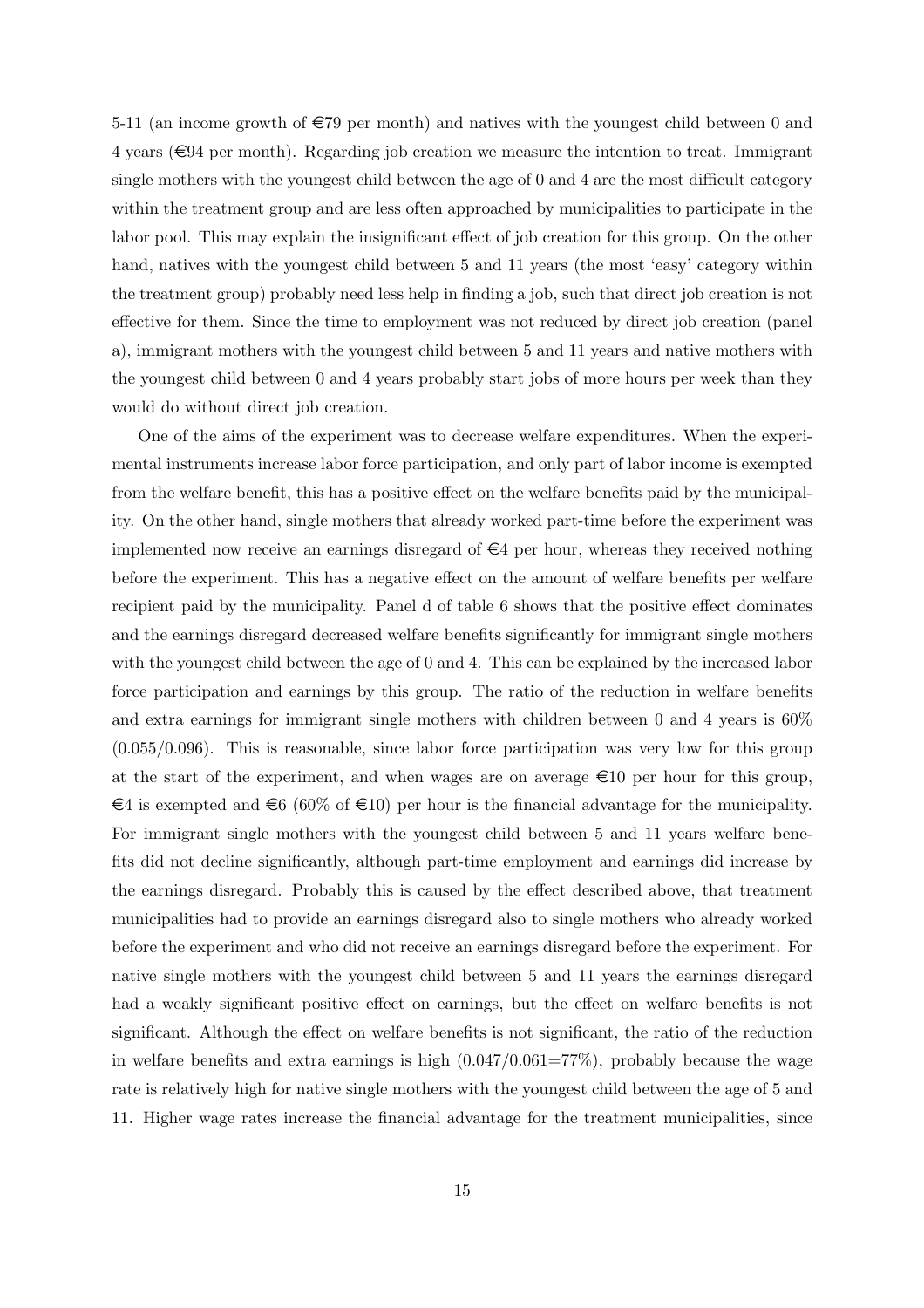5-11 (an income growth of €79 per month) and natives with the youngest child between 0 and 4 years (€94 per month). Regarding job creation we measure the intention to treat. Immigrant single mothers with the youngest child between the age of 0 and 4 are the most difficult category within the treatment group and are less often approached by municipalities to participate in the labor pool. This may explain the insignificant effect of job creation for this group. On the other hand, natives with the youngest child between 5 and 11 years (the most 'easy' category within the treatment group) probably need less help in finding a job, such that direct job creation is not effective for them. Since the time to employment was not reduced by direct job creation (panel a), immigrant mothers with the youngest child between 5 and 11 years and native mothers with the youngest child between 0 and 4 years probably start jobs of more hours per week than they would do without direct job creation.

One of the aims of the experiment was to decrease welfare expenditures. When the experimental instruments increase labor force participation, and only part of labor income is exempted from the welfare benefit, this has a positive effect on the welfare benefits paid by the municipality. On the other hand, single mothers that already worked part-time before the experiment was implemented now receive an earnings disregard of €4 per hour, whereas they received nothing before the experiment. This has a negative effect on the amount of welfare benefits per welfare recipient paid by the municipality. Panel d of table 6 shows that the positive effect dominates and the earnings disregard decreased welfare benefits significantly for immigrant single mothers with the youngest child between the age of 0 and 4. This can be explained by the increased labor force participation and earnings by this group. The ratio of the reduction in welfare benefits and extra earnings for immigrant single mothers with children between 0 and 4 years is 60% (0.055/0.096). This is reasonable, since labor force participation was very low for this group at the start of the experiment, and when wages are on average €10 per hour for this group, €4 is exempted and €6 (60% of €10) per hour is the financial advantage for the municipality. For immigrant single mothers with the youngest child between 5 and 11 years welfare benefits did not decline significantly, although part-time employment and earnings did increase by the earnings disregard. Probably this is caused by the effect described above, that treatment municipalities had to provide an earnings disregard also to single mothers who already worked before the experiment and who did not receive an earnings disregard before the experiment. For native single mothers with the youngest child between 5 and 11 years the earnings disregard had a weakly significant positive effect on earnings, but the effect on welfare benefits is not significant. Although the effect on welfare benefits is not significant, the ratio of the reduction in welfare benefits and extra earnings is high (0.047/0.061=77%), probably because the wage rate is relatively high for native single mothers with the youngest child between the age of 5 and 11. Higher wage rates increase the financial advantage for the treatment municipalities, since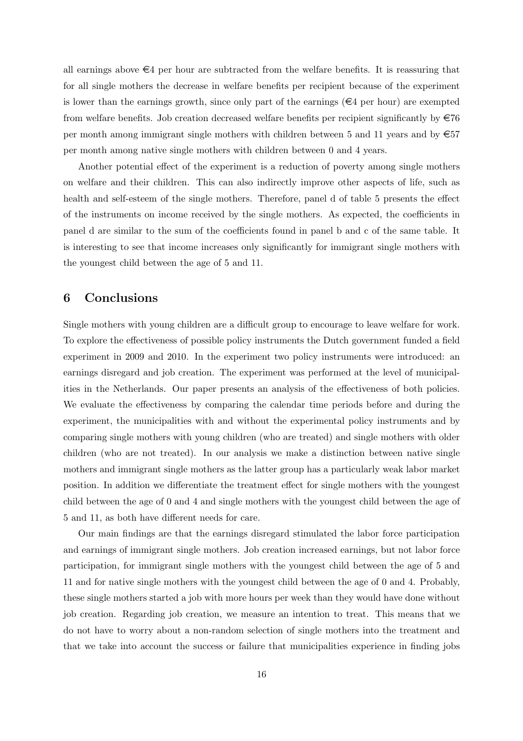all earnings above €4 per hour are subtracted from the welfare benefits. It is reassuring that for all single mothers the decrease in welfare benefits per recipient because of the experiment is lower than the earnings growth, since only part of the earnings (€4 per hour) are exempted from welfare benefits. Job creation decreased welfare benefits per recipient significantly by €76 per month among immigrant single mothers with children between 5 and 11 years and by €57 per month among native single mothers with children between 0 and 4 years.

Another potential effect of the experiment is a reduction of poverty among single mothers on welfare and their children. This can also indirectly improve other aspects of life, such as health and self-esteem of the single mothers. Therefore, panel d of table 5 presents the effect of the instruments on income received by the single mothers. As expected, the coefficients in panel d are similar to the sum of the coefficients found in panel b and c of the same table. It is interesting to see that income increases only significantly for immigrant single mothers with the youngest child between the age of 5 and 11.

## 6 Conclusions

Single mothers with young children are a difficult group to encourage to leave welfare for work. To explore the effectiveness of possible policy instruments the Dutch government funded a field experiment in 2009 and 2010. In the experiment two policy instruments were introduced: an earnings disregard and job creation. The experiment was performed at the level of municipalities in the Netherlands. Our paper presents an analysis of the effectiveness of both policies. We evaluate the effectiveness by comparing the calendar time periods before and during the experiment, the municipalities with and without the experimental policy instruments and by comparing single mothers with young children (who are treated) and single mothers with older children (who are not treated). In our analysis we make a distinction between native single mothers and immigrant single mothers as the latter group has a particularly weak labor market position. In addition we differentiate the treatment effect for single mothers with the youngest child between the age of 0 and 4 and single mothers with the youngest child between the age of 5 and 11, as both have different needs for care.

Our main findings are that the earnings disregard stimulated the labor force participation and earnings of immigrant single mothers. Job creation increased earnings, but not labor force participation, for immigrant single mothers with the youngest child between the age of 5 and 11 and for native single mothers with the youngest child between the age of 0 and 4. Probably, these single mothers started a job with more hours per week than they would have done without job creation. Regarding job creation, we measure an intention to treat. This means that we do not have to worry about a non-random selection of single mothers into the treatment and that we take into account the success or failure that municipalities experience in finding jobs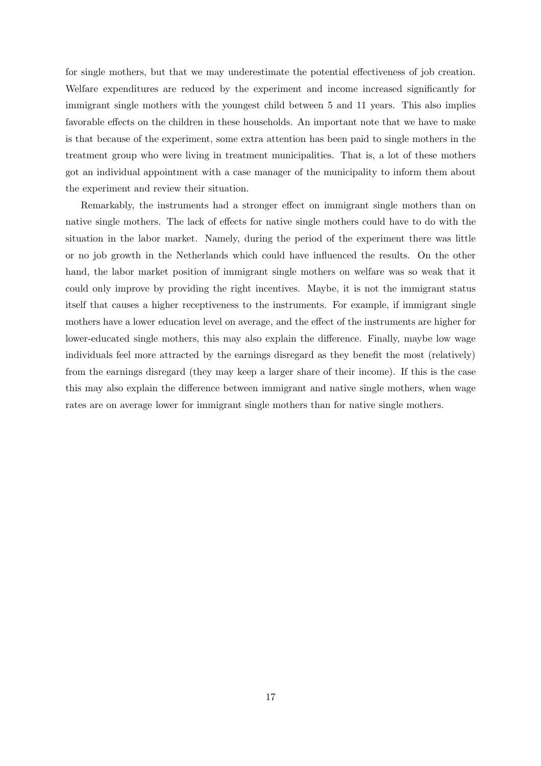for single mothers, but that we may underestimate the potential effectiveness of job creation. Welfare expenditures are reduced by the experiment and income increased significantly for immigrant single mothers with the youngest child between 5 and 11 years. This also implies favorable effects on the children in these households. An important note that we have to make is that because of the experiment, some extra attention has been paid to single mothers in the treatment group who were living in treatment municipalities. That is, a lot of these mothers got an individual appointment with a case manager of the municipality to inform them about the experiment and review their situation.

Remarkably, the instruments had a stronger effect on immigrant single mothers than on native single mothers. The lack of effects for native single mothers could have to do with the situation in the labor market. Namely, during the period of the experiment there was little or no job growth in the Netherlands which could have influenced the results. On the other hand, the labor market position of immigrant single mothers on welfare was so weak that it could only improve by providing the right incentives. Maybe, it is not the immigrant status itself that causes a higher receptiveness to the instruments. For example, if immigrant single mothers have a lower education level on average, and the effect of the instruments are higher for lower-educated single mothers, this may also explain the difference. Finally, maybe low wage individuals feel more attracted by the earnings disregard as they benefit the most (relatively) from the earnings disregard (they may keep a larger share of their income). If this is the case this may also explain the difference between immigrant and native single mothers, when wage rates are on average lower for immigrant single mothers than for native single mothers.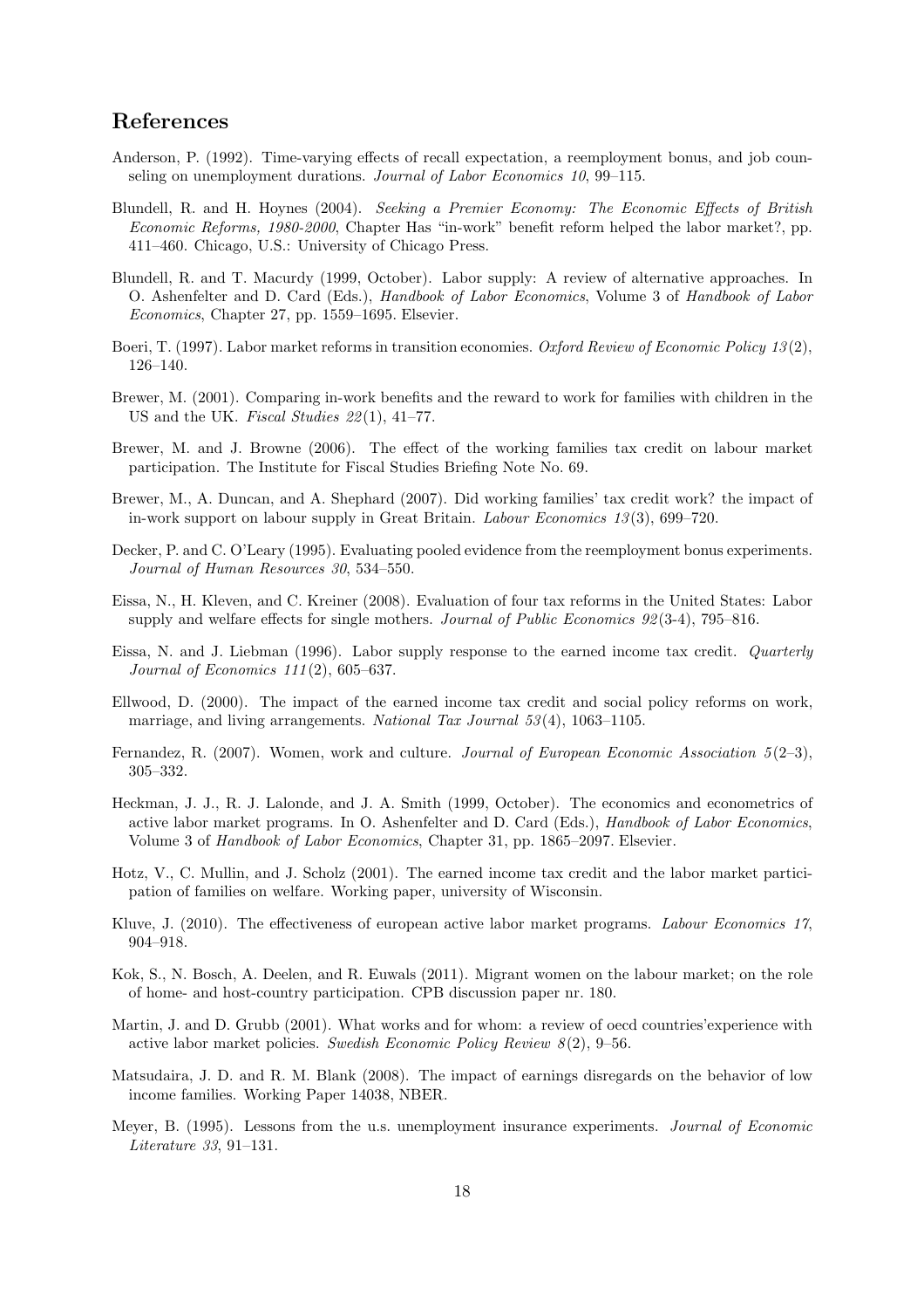## References

Anderson, P. (1992). Time-varying effects of recall expectation, a reemployment bonus, and job counseling on unemployment durations. *Journal of Labor Economics 10*, 99–115.

Blundell, R. and H. Hoynes (2004). *Seeking a Premier Economy: The Economic Effects of British Economic Reforms, 1980-2000*, Chapter Has "in-work" benefit reform helped the labor market?, pp. 411–460. Chicago, U.S.: University of Chicago Press.

Blundell, R. and T. Macurdy (1999, October). Labor supply: A review of alternative approaches. In O. Ashenfelter and D. Card (Eds.), *Handbook of Labor Economics*, Volume 3 of *Handbook of Labor Economics*, Chapter 27, pp. 1559–1695. Elsevier.

Boeri, T. (1997). Labor market reforms in transition economies. *Oxford Review of Economic Policy 13*(2), 126–140.

Brewer, M. (2001). Comparing in-work benefits and the reward to work for families with children in the US and the UK. *Fiscal Studies 22*(1), 41–77.

Brewer, M. and J. Browne (2006). The effect of the working families tax credit on labour market participation. The Institute for Fiscal Studies Briefing Note No. 69.

Brewer, M., A. Duncan, and A. Shephard (2007). Did working families' tax credit work? the impact of in-work support on labour supply in Great Britain. *Labour Economics 13*(3), 699–720.

Decker, P. and C. O'Leary (1995). Evaluating pooled evidence from the reemployment bonus experiments. *Journal of Human Resources 30*, 534–550.

Eissa, N., H. Kleven, and C. Kreiner (2008). Evaluation of four tax reforms in the United States: Labor supply and welfare effects for single mothers. *Journal of Public Economics 92*(3-4), 795–816.

Eissa, N. and J. Liebman (1996). Labor supply response to the earned income tax credit. *Quarterly Journal of Economics 111*(2), 605–637.

Ellwood, D. (2000). The impact of the earned income tax credit and social policy reforms on work, marriage, and living arrangements. *National Tax Journal 53*(4), 1063–1105.

Fernandez, R. (2007). Women, work and culture. *Journal of European Economic Association 5*(2–3), 305–332.

Heckman, J. J., R. J. Lalonde, and J. A. Smith (1999, October). The economics and econometrics of active labor market programs. In O. Ashenfelter and D. Card (Eds.), *Handbook of Labor Economics*, Volume 3 of *Handbook of Labor Economics*, Chapter 31, pp. 1865–2097. Elsevier.

Hotz, V., C. Mullin, and J. Scholz (2001). The earned income tax credit and the labor market participation of families on welfare. Working paper, university of Wisconsin.

Kluve, J. (2010). The effectiveness of european active labor market programs. *Labour Economics 17*, 904–918.

Kok, S., N. Bosch, A. Deelen, and R. Euwals (2011). Migrant women on the labour market; on the role of home- and host-country participation. CPB discussion paper nr. 180.

Martin, J. and D. Grubb (2001). What works and for whom: a review of oecd countries'experience with active labor market policies. *Swedish Economic Policy Review 8*(2), 9–56.

Matsudaira, J. D. and R. M. Blank (2008). The impact of earnings disregards on the behavior of low income families. Working Paper 14038, NBER.

Meyer, B. (1995). Lessons from the u.s. unemployment insurance experiments. *Journal of Economic Literature 33*, 91–131.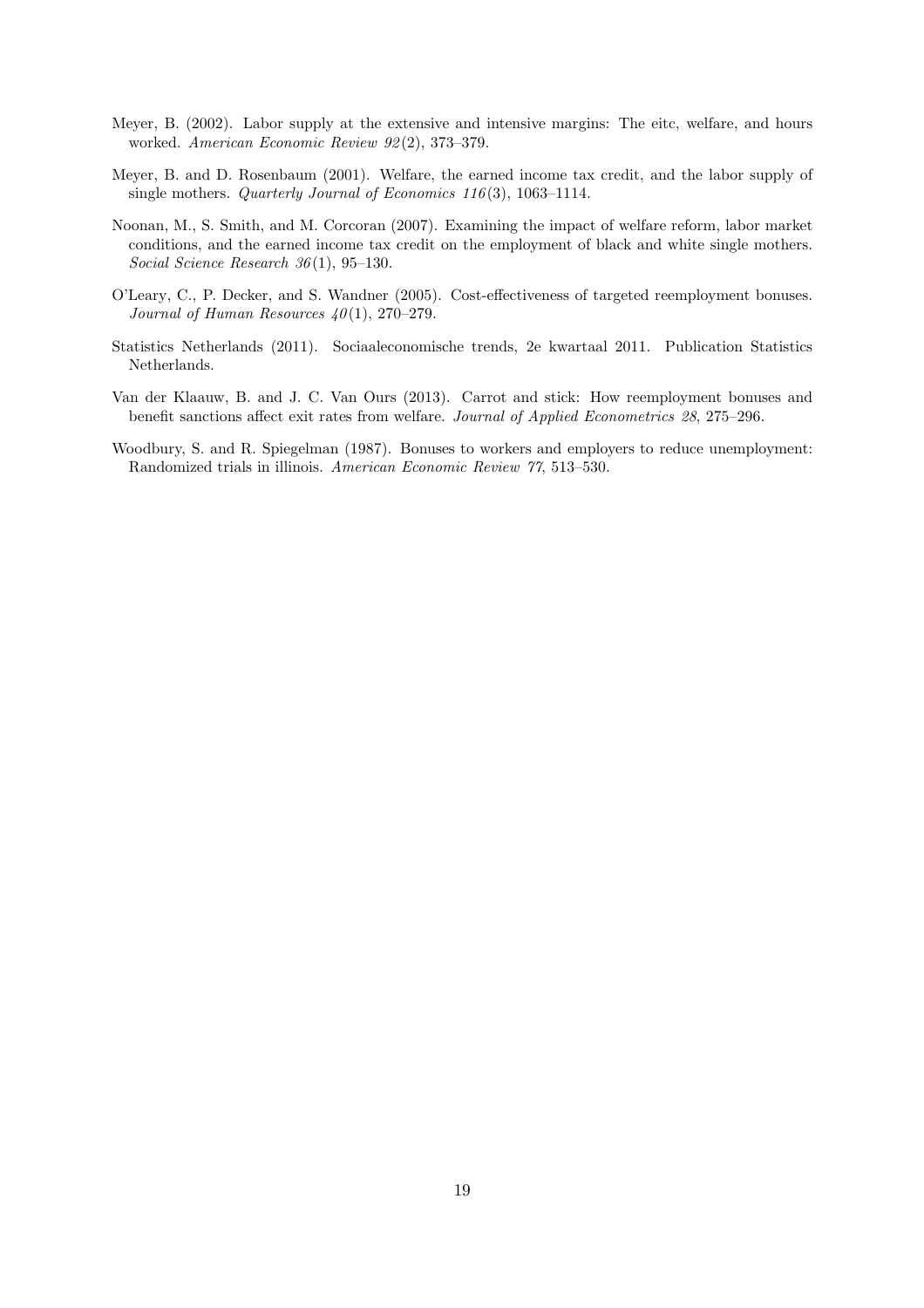Meyer, B. (2002). Labor supply at the extensive and intensive margins: The eitc, welfare, and hours worked. *American Economic Review 92*(2), 373–379.

Meyer, B. and D. Rosenbaum (2001). Welfare, the earned income tax credit, and the labor supply of single mothers. *Quarterly Journal of Economics 116*(3), 1063–1114.

Noonan, M., S. Smith, and M. Corcoran (2007). Examining the impact of welfare reform, labor market conditions, and the earned income tax credit on the employment of black and white single mothers. *Social Science Research 36*(1), 95–130.

O'Leary, C., P. Decker, and S. Wandner (2005). Cost-effectiveness of targeted reemployment bonuses. *Journal of Human Resources 40*(1), 270–279.

Statistics Netherlands (2011). Sociaaleconomische trends, 2e kwartaal 2011. Publication Statistics Netherlands.

Van der Klaauw, B. and J. C. Van Ours (2013). Carrot and stick: How reemployment bonuses and benefit sanctions affect exit rates from welfare. *Journal of Applied Econometrics 28*, 275–296.

Woodbury, S. and R. Spiegelman (1987). Bonuses to workers and employers to reduce unemployment: Randomized trials in illinois. *American Economic Review 77*, 513–530.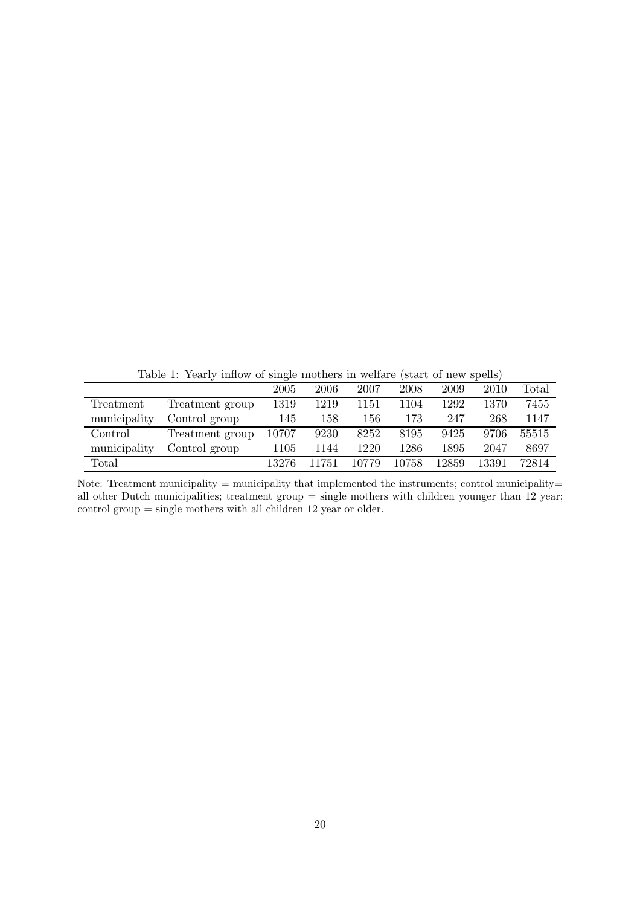Table 1: Yearly inflow of single mothers in welfare (start of new spells)

| | | 2005 | 2006 | 2007 | 2008 | 2009 | 2010 | Total |
|---|---|---|---|---|---|---|---|---|
| Treatment municipality | Treatment group | 1319 | 1219 | 1151 | 1104 | 1292 | 1370 | 7455 |
| | Control group | 145 | 158 | 156 | 173 | 247 | 268 | 1147 |
| Control municipality | Treatment group | 10707 | 9230 | 8252 | 8195 | 9425 | 9706 | 55515 |
| | Control group | 1105 | 1144 | 1220 | 1286 | 1895 | 2047 | 8697 |
| Total | | 13276 | 11751 | 10779 | 10758 | 12859 | 13391 | 72814 |

Note: Treatment municipality = municipality that implemented the instruments; control municipality= all other Dutch municipalities; treatment group = single mothers with children younger than 12 year; control group = single mothers with all children 12 year or older.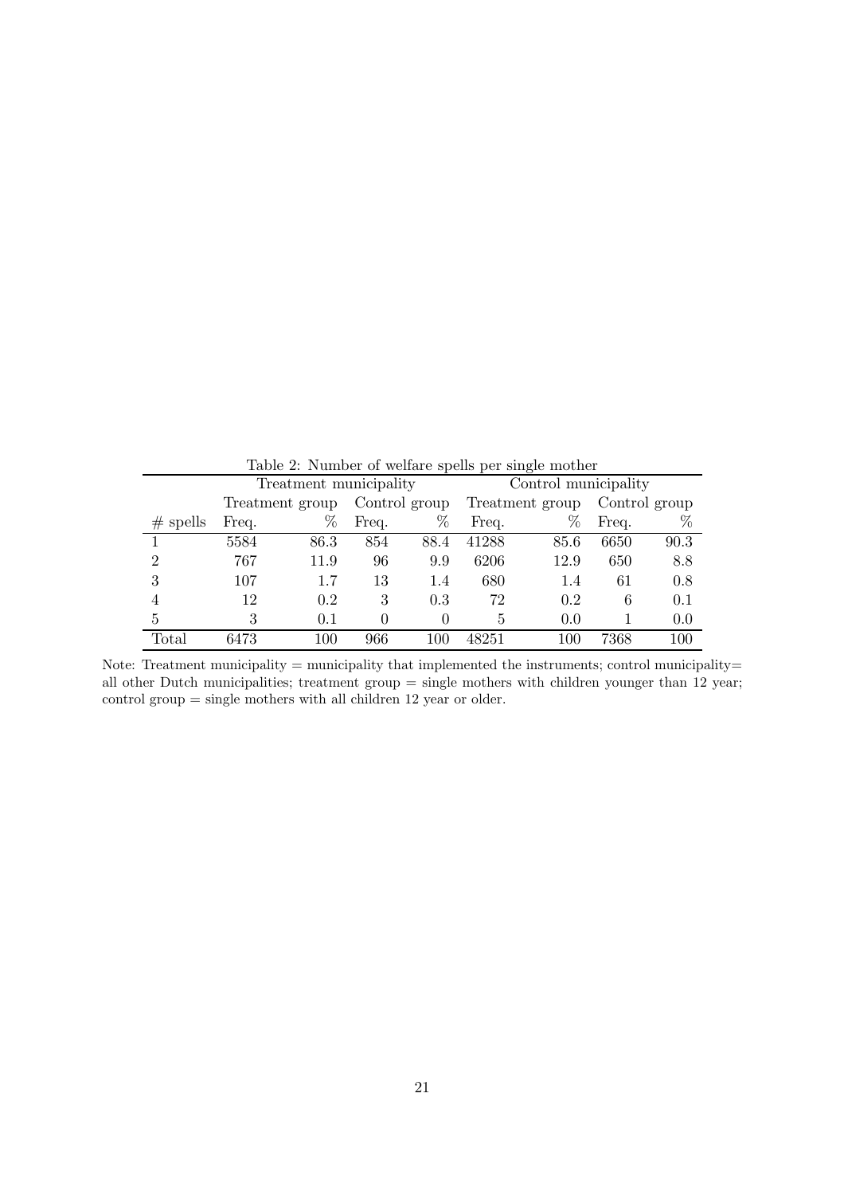Table 2: Number of welfare spells per single mother

| | Treatment municipality | | | | Control municipality | | | |
|---|---|---|---|---|---|---|---|---|
| | Treatment group | | Control group | | Treatment group | | Control group | |
| # spells | Freq. | % | Freq. | % | Freq. | % | Freq. | % |
| 1 | 5584 | 86.3 | 854 | 88.4 | 41288 | 85.6 | 6650 | 90.3 |
| 2 | 767 | 11.9 | 96 | 9.9 | 6206 | 12.9 | 650 | 8.8 |
| 3 | 107 | 1.7 | 13 | 1.4 | 680 | 1.4 | 61 | 0.8 |
| 4 | 12 | 0.2 | 3 | 0.3 | 72 | 0.2 | 6 | 0.1 |
| 5 | 3 | 0.1 | 0 | 0 | 5 | 0.0 | 1 | 0.0 |
| Total | 6473 | 100 | 966 | 100 | 48251 | 100 | 7368 | 100 |

Note: Treatment municipality = municipality that implemented the instruments; control municipality= all other Dutch municipalities; treatment group = single mothers with children younger than 12 year; control group = single mothers with all children 12 year or older.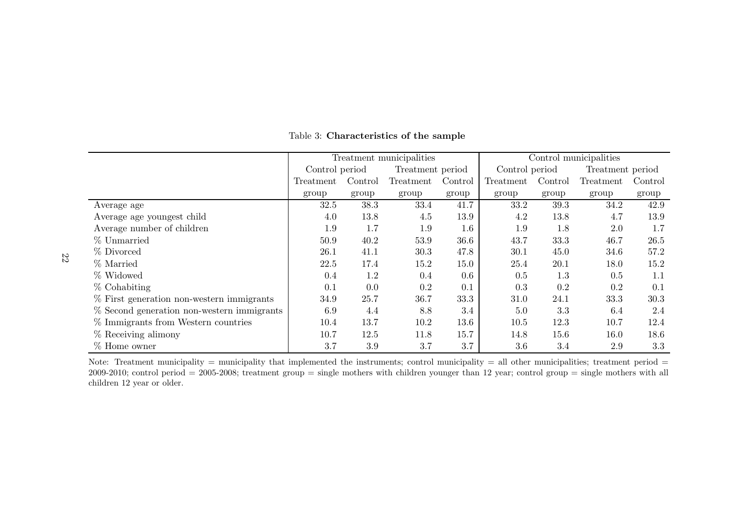Table 3: **Characteristics of the sample**

| | Treatment municipalities | | | | Control municipalities | | | |
|---|---|---|---|---|---|---|---|---|
| | Control period | | Treatment period | | Control period | | Treatment period | |
| | Treatment group | Control group | Treatment group | Control group | Treatment group | Control group | Treatment group | Control group |
| Average age | 32.5 | 38.3 | 33.4 | 41.7 | 33.2 | 39.3 | 34.2 | 42.9 |
| Average age youngest child | 4.0 | 13.8 | 4.5 | 13.9 | 4.2 | 13.8 | 4.7 | 13.9 |
| Average number of children | 1.9 | 1.7 | 1.9 | 1.6 | 1.9 | 1.8 | 2.0 | 1.7 |
| % Unmarried | 50.9 | 40.2 | 53.9 | 36.6 | 43.7 | 33.3 | 46.7 | 26.5 |
| % Divorced | 26.1 | 41.1 | 30.3 | 47.8 | 30.1 | 45.0 | 34.6 | 57.2 |
| % Married | 22.5 | 17.4 | 15.2 | 15.0 | 25.4 | 20.1 | 18.0 | 15.2 |
| % Widowed | 0.4 | 1.2 | 0.4 | 0.6 | 0.5 | 1.3 | 0.5 | 1.1 |
| % Cohabiting | 0.1 | 0.0 | 0.2 | 0.1 | 0.3 | 0.2 | 0.2 | 0.1 |
| % First generation non-western immigrants | 34.9 | 25.7 | 36.7 | 33.3 | 31.0 | 24.1 | 33.3 | 30.3 |
| % Second generation non-western immigrants | 6.9 | 4.4 | 8.8 | 3.4 | 5.0 | 3.3 | 6.4 | 2.4 |
| % Immigrants from Western countries | 10.4 | 13.7 | 10.2 | 13.6 | 10.5 | 12.3 | 10.7 | 12.4 |
| % Receiving alimony | 10.7 | 12.5 | 11.8 | 15.7 | 14.8 | 15.6 | 16.0 | 18.6 |
| % Home owner | 3.7 | 3.9 | 3.7 | 3.7 | 3.6 | 3.4 | 2.9 | 3.3 |

Note: Treatment municipality = municipality that implemented the instruments; control municipality = all other municipalities; treatment period = 2009-2010; control period = 2005-2008; treatment group = single mothers with children younger than 12 year; control group = single mothers with all children 12 year or older.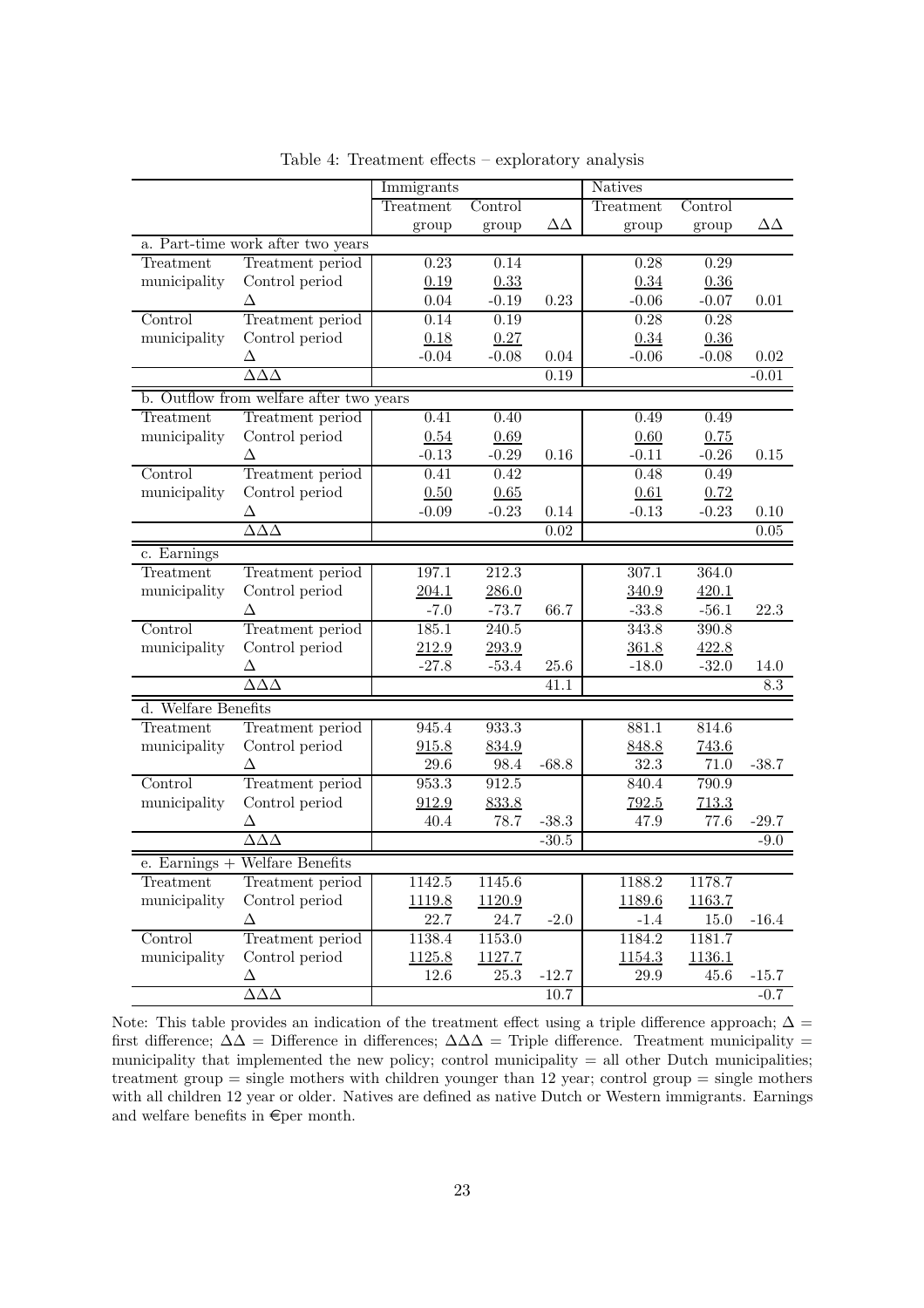Table 4: Treatment effects – exploratory analysis

| | | Immigrants | | | Natives | | |
|---|---|---|---|---|---|---|---|
| | | Treatment group | Control group | ΔΔ | Treatment group | Control group | ΔΔ |
| **a. Part-time work after two years** | | | | | | | |
| Treatment municipality | Treatment period | 0.23 | 0.14 | | 0.28 | 0.29 | |
| | Control period | 0.19 | 0.33 | | 0.34 | 0.36 | |
| | Δ | 0.04 | -0.19 | 0.23 | -0.06 | -0.07 | 0.01 |
| Control municipality | Treatment period | 0.14 | 0.19 | | 0.28 | 0.28 | |
| | Control period | 0.18 | 0.27 | | 0.34 | 0.36 | |
| | Δ | -0.04 | -0.08 | 0.04 | -0.06 | -0.08 | 0.02 |
| | ΔΔΔ | | | 0.19 | | | -0.01 |
| **b. Outflow from welfare after two years** | | | | | | | |
| Treatment municipality | Treatment period | 0.41 | 0.40 | | 0.49 | 0.49 | |
| | Control period | 0.54 | 0.69 | | 0.60 | 0.75 | |
| | Δ | -0.13 | -0.29 | 0.16 | -0.11 | -0.26 | 0.15 |
| Control municipality | Treatment period | 0.41 | 0.42 | | 0.48 | 0.49 | |
| | Control period | 0.50 | 0.65 | | 0.61 | 0.72 | |
| | Δ | -0.09 | -0.23 | 0.14 | -0.13 | -0.23 | 0.10 |
| | ΔΔΔ | | | 0.02 | | | 0.05 |
| **c. Earnings** | | | | | | | |
| Treatment municipality | Treatment period | 197.1 | 212.3 | | 307.1 | 364.0 | |
| | Control period | 204.1 | 286.0 | | 340.9 | 420.1 | |
| | Δ | -7.0 | -73.7 | 66.7 | -33.8 | -56.1 | 22.3 |
| Control municipality | Treatment period | 185.1 | 240.5 | | 343.8 | 390.8 | |
| | Control period | 212.9 | 293.9 | | 361.8 | 422.8 | |
| | Δ | -27.8 | -53.4 | 25.6 | -18.0 | -32.0 | 14.0 |
| | ΔΔΔ | | | 41.1 | | | 8.3 |
| **d. Welfare Benefits** | | | | | | | |
| Treatment municipality | Treatment period | 945.4 | 933.3 | | 881.1 | 814.6 | |
| | Control period | 915.8 | 834.9 | | 848.8 | 743.6 | |
| | Δ | 29.6 | 98.4 | -68.8 | 32.3 | 71.0 | -38.7 |
| Control municipality | Treatment period | 953.3 | 912.5 | | 840.4 | 790.9 | |
| | Control period | 912.9 | 833.8 | | 792.5 | 713.3 | |
| | Δ | 40.4 | 78.7 | -38.3 | 47.9 | 77.6 | -29.7 |
| | ΔΔΔ | | | -30.5 | | | -9.0 |
| **e. Earnings + Welfare Benefits** | | | | | | | |
| Treatment municipality | Treatment period | 1142.5 | 1145.6 | | 1188.2 | 1178.7 | |
| | Control period | 1119.8 | 1120.9 | | 1189.6 | 1163.7 | |
| | Δ | 22.7 | 24.7 | -2.0 | -1.4 | 15.0 | -16.4 |
| Control municipality | Treatment period | 1138.4 | 1153.0 | | 1184.2 | 1181.7 | |
| | Control period | 1125.8 | 1127.7 | | 1154.3 | 1136.1 | |
| | Δ | 12.6 | 25.3 | -12.7 | 29.9 | 45.6 | -15.7 |
| | ΔΔΔ | | | 10.7 | | | -0.7 |

Note: This table provides an indication of the treatment effect using a triple difference approach; Δ = first difference; ΔΔ = Difference in differences; ΔΔΔ = Triple difference. Treatment municipality = municipality that implemented the new policy; control municipality = all other Dutch municipalities; treatment group = single mothers with children younger than 12 year; control group = single mothers with all children 12 year or older. Natives are defined as native Dutch or Western immigrants. Earnings and welfare benefits in €per month.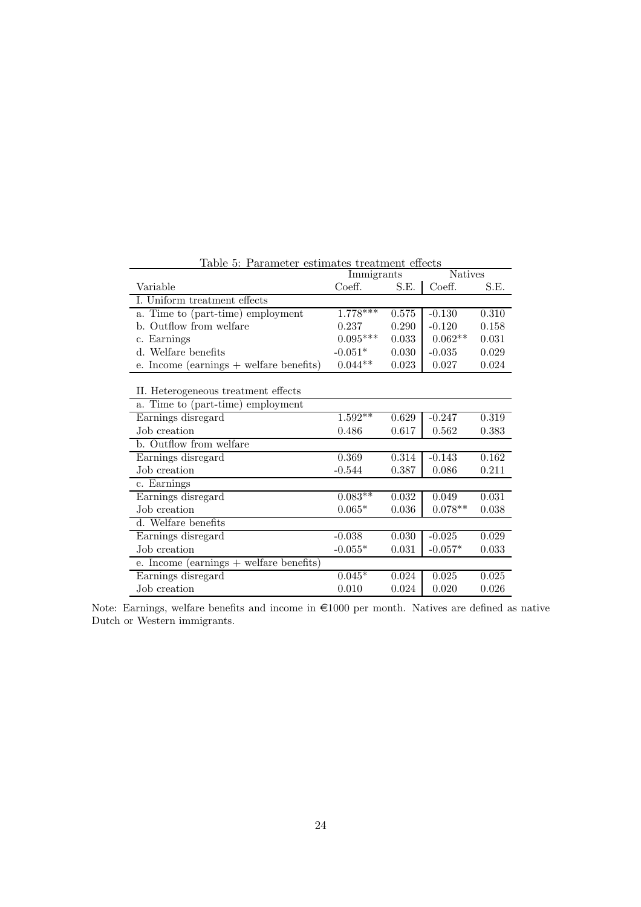Table 5: Parameter estimates treatment effects

| Variable | Immigrants | | Natives | |
|---|---|---|---|---|
| | Coeff. | S.E. | Coeff. | S.E. |
| **I. Uniform treatment effects** | | | | |
| a. Time to (part-time) employment | 1.778*** | 0.575 | -0.130 | 0.310 |
| b. Outflow from welfare | 0.237 | 0.290 | -0.120 | 0.158 |
| c. Earnings | 0.095*** | 0.033 | 0.062** | 0.031 |
| d. Welfare benefits | -0.051* | 0.030 | -0.035 | 0.029 |
| e. Income (earnings + welfare benefits) | 0.044** | 0.023 | 0.027 | 0.024 |
| **II. Heterogeneous treatment effects** | | | | |
| a. Time to (part-time) employment | | | | |
| Earnings disregard | 1.592** | 0.629 | -0.247 | 0.319 |
| Job creation | 0.486 | 0.617 | 0.562 | 0.383 |
| b. Outflow from welfare | | | | |
| Earnings disregard | 0.369 | 0.314 | -0.143 | 0.162 |
| Job creation | -0.544 | 0.387 | 0.086 | 0.211 |
| c. Earnings | | | | |
| Earnings disregard | 0.083** | 0.032 | 0.049 | 0.031 |
| Job creation | 0.065* | 0.036 | 0.078** | 0.038 |
| d. Welfare benefits | | | | |
| Earnings disregard | -0.038 | 0.030 | -0.025 | 0.029 |
| Job creation | -0.055* | 0.031 | -0.057* | 0.033 |
| e. Income (earnings + welfare benefits) | | | | |
| Earnings disregard | 0.045* | 0.024 | 0.025 | 0.025 |
| Job creation | 0.010 | 0.024 | 0.020 | 0.026 |

Note: Earnings, welfare benefits and income in €1000 per month. Natives are defined as native Dutch or Western immigrants.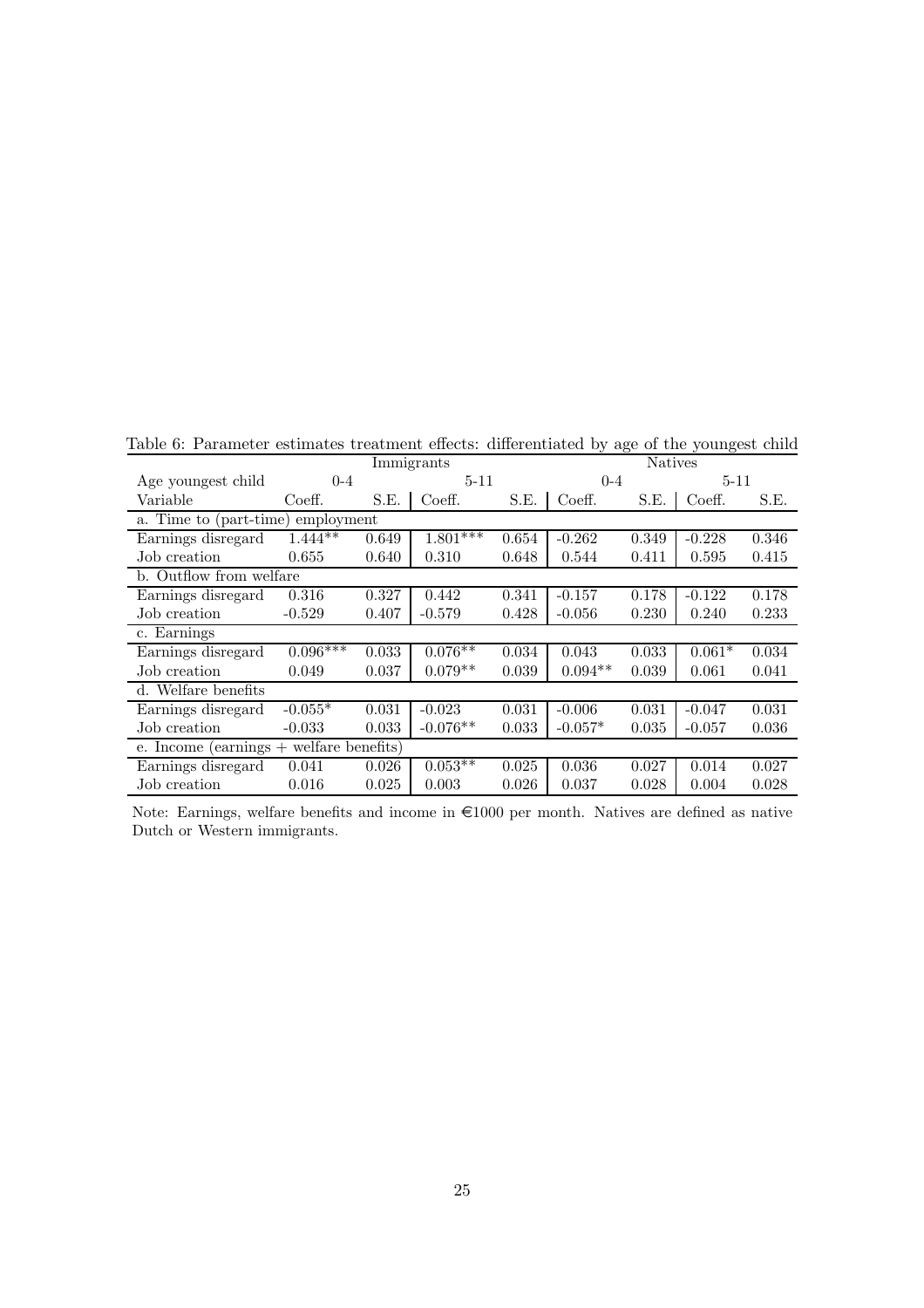Table 6: Parameter estimates treatment effects: differentiated by age of the youngest child

| | Immigrants | | | | Natives | | | |
|---|---|---|---|---|---|---|---|---|
| Age youngest child | 0-4 | | 5-11 | | 0-4 | | 5-11 | |
| Variable | Coeff. | S.E. | Coeff. | S.E. | Coeff. | S.E. | Coeff. | S.E. |
| a. Time to (part-time) employment | | | | | | | | |
| Earnings disregard | 1.444** | 0.649 | 1.801*** | 0.654 | -0.262 | 0.349 | -0.228 | 0.346 |
| Job creation | 0.655 | 0.640 | 0.310 | 0.648 | 0.544 | 0.411 | 0.595 | 0.415 |
| b. Outflow from welfare | | | | | | | | |
| Earnings disregard | 0.316 | 0.327 | 0.442 | 0.341 | -0.157 | 0.178 | -0.122 | 0.178 |
| Job creation | -0.529 | 0.407 | -0.579 | 0.428 | -0.056 | 0.230 | 0.240 | 0.233 |
| c. Earnings | | | | | | | | |
| Earnings disregard | 0.096*** | 0.033 | 0.076** | 0.034 | 0.043 | 0.033 | 0.061* | 0.034 |
| Job creation | 0.049 | 0.037 | 0.079** | 0.039 | 0.094** | 0.039 | 0.061 | 0.041 |
| d. Welfare benefits | | | | | | | | |
| Earnings disregard | -0.055* | 0.031 | -0.023 | 0.031 | -0.006 | 0.031 | -0.047 | 0.031 |
| Job creation | -0.033 | 0.033 | -0.076** | 0.033 | -0.057* | 0.035 | -0.057 | 0.036 |
| e. Income (earnings + welfare benefits) | | | | | | | | |
| Earnings disregard | 0.041 | 0.026 | 0.053** | 0.025 | 0.036 | 0.027 | 0.014 | 0.027 |
| Job creation | 0.016 | 0.025 | 0.003 | 0.026 | 0.037 | 0.028 | 0.004 | 0.028 |

Note: Earnings, welfare benefits and income in €1000 per month. Natives are defined as native Dutch or Western immigrants.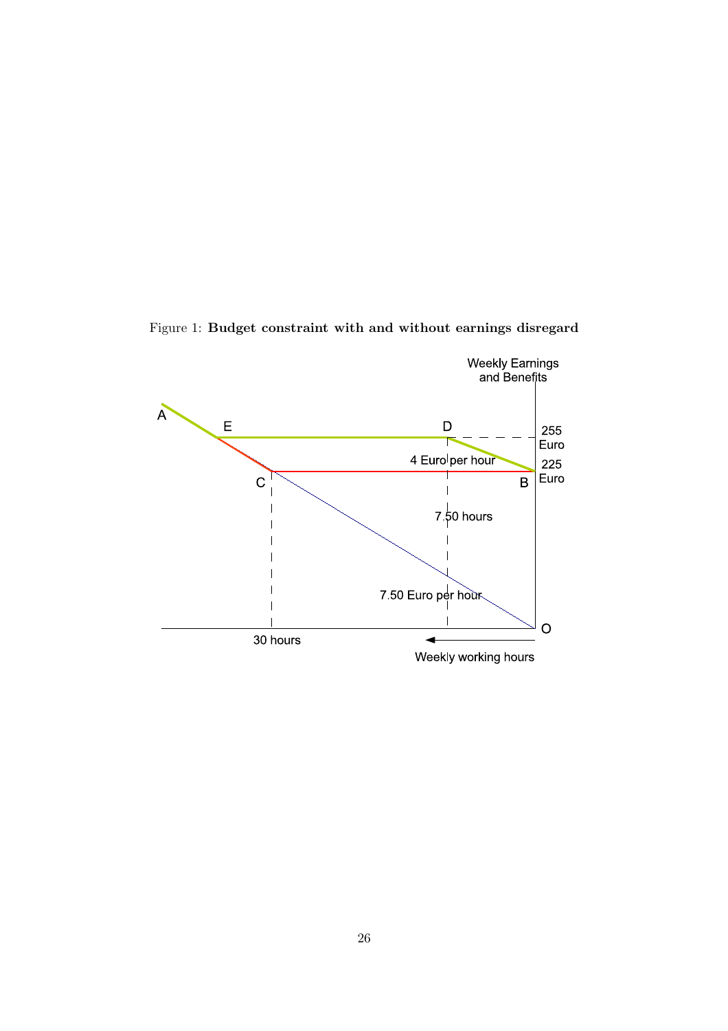Figure 1: **Budget constraint with and without earnings disregard**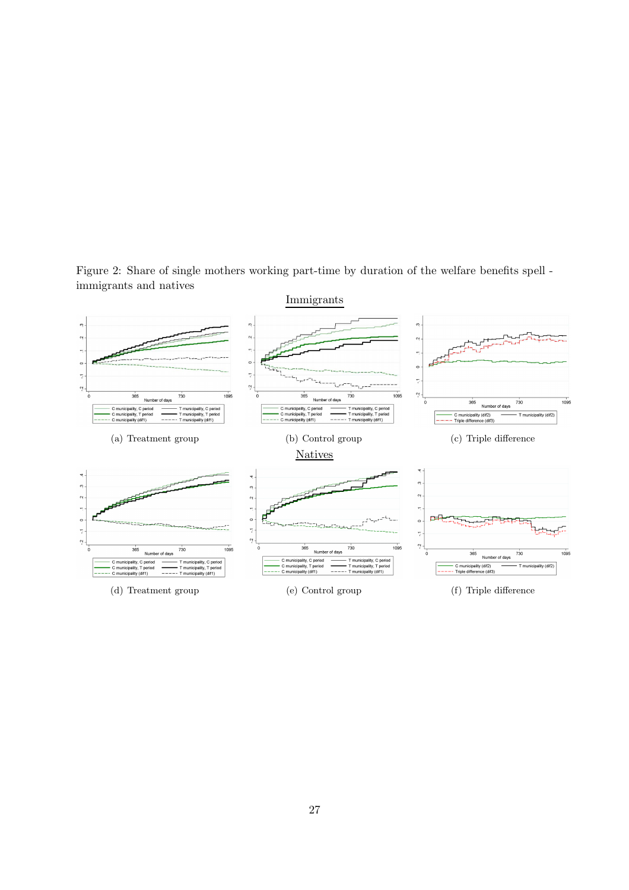Figure 2: Share of single mothers working part-time by duration of the welfare benefits spell - immigrants and natives

Immigrants

(a) Treatment group

(b) Control group

(c) Triple difference

Natives

(d) Treatment group

(e) Control group

(f) Triple difference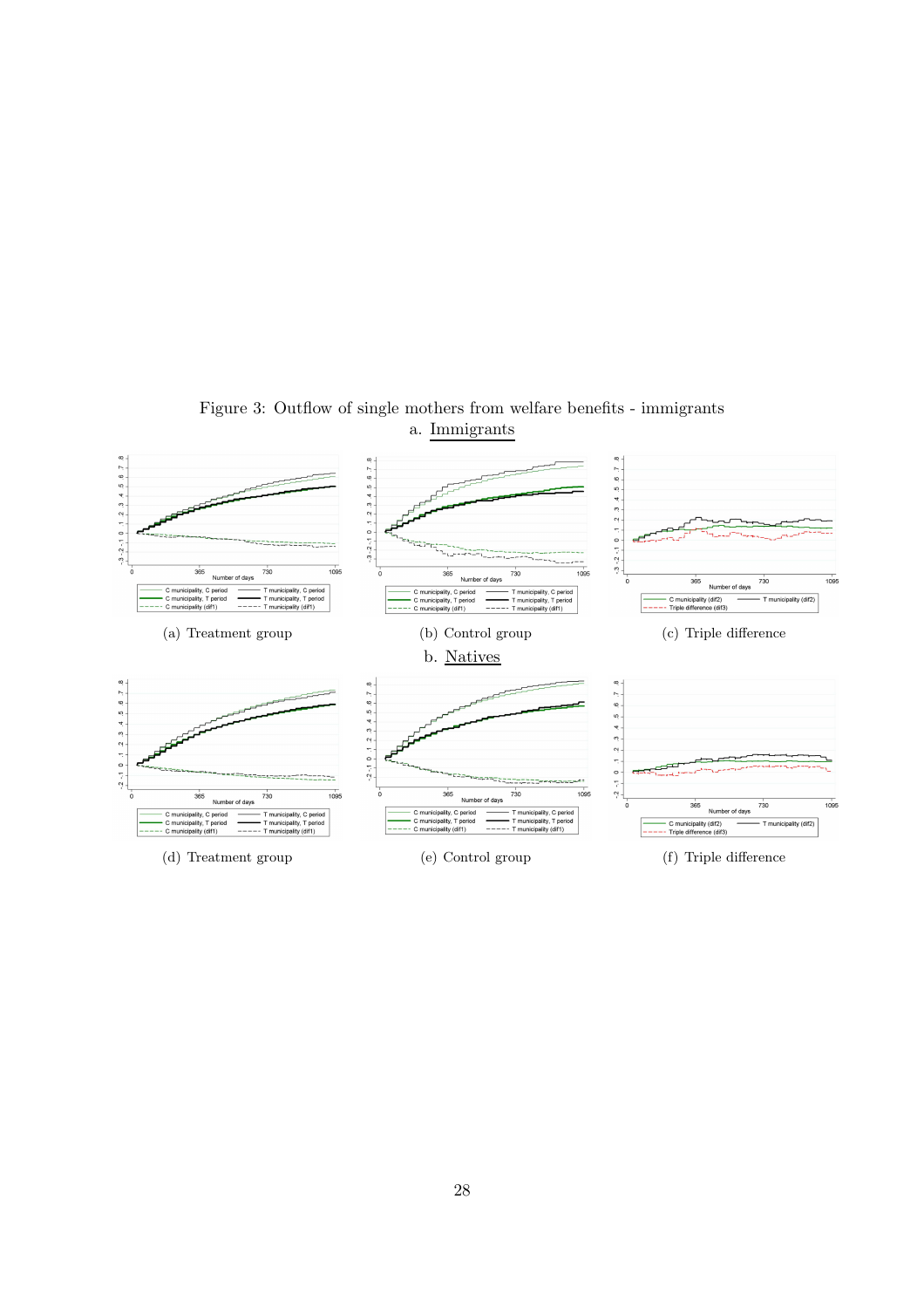Figure 3: Outflow of single mothers from welfare benefits - immigrants

a. Immigrants

(a) Treatment group

(b) Control group

(c) Triple difference

b. Natives

(d) Treatment group

(e) Control group

(f) Triple difference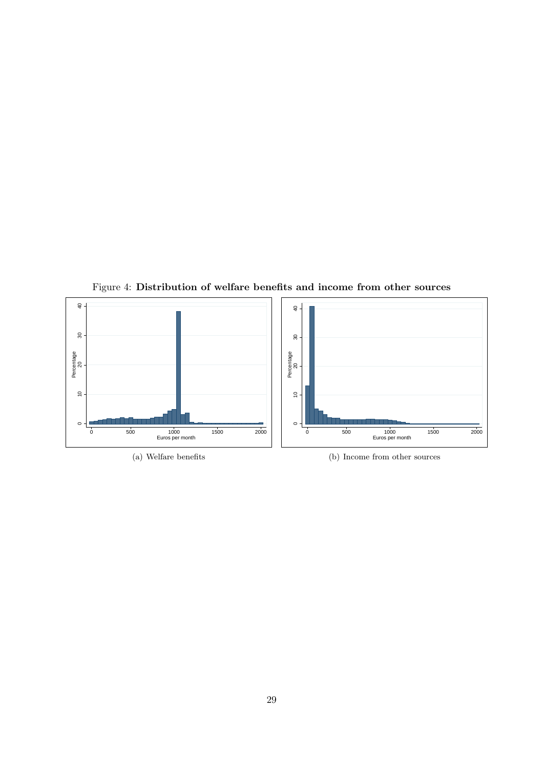Figure 4: **Distribution of welfare benefits and income from other sources**

(a) Welfare benefits

(b) Income from other sources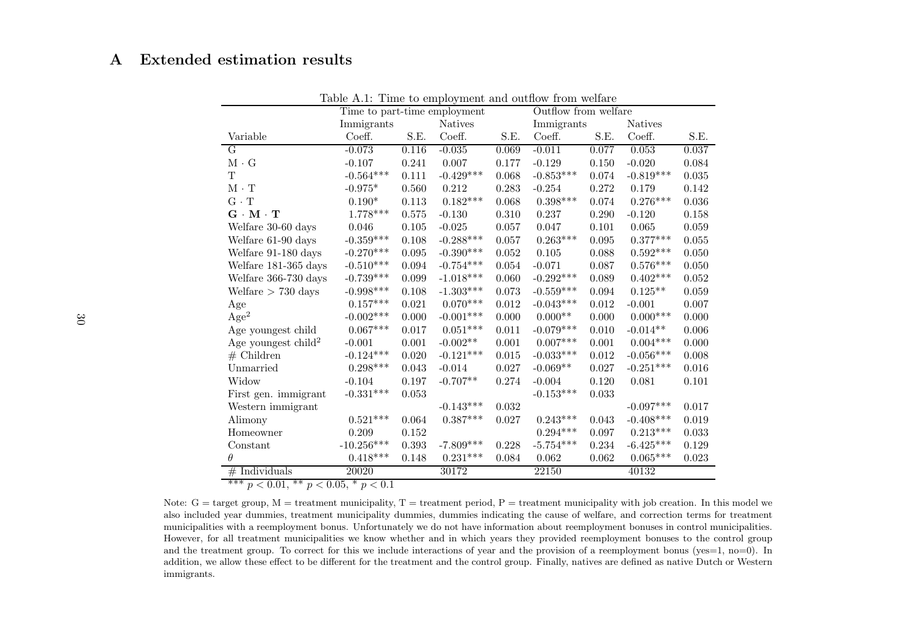# A Extended estimation results

Table A.1: Time to employment and outflow from welfare

| | Time to part-time employment | | | | Outflow from welfare | | | |
|---|---|---|---|---|---|---|---|---|
| | Immigrants | | Natives | | Immigrants | | Natives | |
| Variable | Coeff. | S.E. | Coeff. | S.E. | Coeff. | S.E. | Coeff. | S.E. |
| G | -0.073 | 0.116 | -0.035 | 0.069 | -0.011 | 0.077 | 0.053 | 0.037 |
| M · G | -0.107 | 0.241 | 0.007 | 0.177 | -0.129 | 0.150 | -0.020 | 0.084 |
| T | -0.564*** | 0.111 | -0.429*** | 0.068 | -0.853*** | 0.074 | -0.819*** | 0.035 |
| M · T | -0.975* | 0.560 | 0.212 | 0.283 | -0.254 | 0.272 | 0.179 | 0.142 |
| G · T | 0.190* | 0.113 | 0.182*** | 0.068 | 0.398*** | 0.074 | 0.276*** | 0.036 |
| **G · M · T** | 1.778*** | 0.575 | -0.130 | 0.310 | 0.237 | 0.290 | -0.120 | 0.158 |
| Welfare 30-60 days | 0.046 | 0.105 | -0.025 | 0.057 | 0.047 | 0.101 | 0.065 | 0.059 |
| Welfare 61-90 days | -0.359*** | 0.108 | -0.288*** | 0.057 | 0.263*** | 0.095 | 0.377*** | 0.055 |
| Welfare 91-180 days | -0.270*** | 0.095 | -0.390*** | 0.052 | 0.105 | 0.088 | 0.592*** | 0.050 |
| Welfare 181-365 days | -0.510*** | 0.094 | -0.754*** | 0.054 | -0.071 | 0.087 | 0.576*** | 0.050 |
| Welfare 366-730 days | -0.739*** | 0.099 | -1.018*** | 0.060 | -0.292*** | 0.089 | 0.402*** | 0.052 |
| Welfare > 730 days | -0.998*** | 0.108 | -1.303*** | 0.073 | -0.559*** | 0.094 | 0.125** | 0.059 |
| Age | 0.157*** | 0.021 | 0.070*** | 0.012 | -0.043*** | 0.012 | -0.001 | 0.007 |
| Age$^2$ | -0.002*** | 0.000 | -0.001*** | 0.000 | 0.000** | 0.000 | 0.000*** | 0.000 |
| Age youngest child | 0.067*** | 0.017 | 0.051*** | 0.011 | -0.079*** | 0.010 | -0.014** | 0.006 |
| Age youngest child$^2$ | -0.001 | 0.001 | -0.002** | 0.001 | 0.007*** | 0.001 | 0.004*** | 0.000 |
| # Children | -0.124*** | 0.020 | -0.121*** | 0.015 | -0.033*** | 0.012 | -0.056*** | 0.008 |
| Unmarried | 0.298*** | 0.043 | -0.014 | 0.027 | -0.069** | 0.027 | -0.251*** | 0.016 |
| Widow | -0.104 | 0.197 | -0.707** | 0.274 | -0.004 | 0.120 | 0.081 | 0.101 |
| First gen. immigrant | -0.331*** | 0.053 | | | -0.153*** | 0.033 | | |
| Western immigrant | | | -0.143*** | 0.032 | | | -0.097*** | 0.017 |
| Alimony | 0.521*** | 0.064 | 0.387*** | 0.027 | 0.243*** | 0.043 | -0.408*** | 0.019 |
| Homeowner | 0.209 | 0.152 | | | 0.294*** | 0.097 | 0.213*** | 0.033 |
| Constant | -10.256*** | 0.393 | -7.809*** | 0.228 | -5.754*** | 0.234 | -6.425*** | 0.129 |
| $\theta$ | 0.418*** | 0.148 | 0.231*** | 0.084 | 0.062 | 0.062 | 0.065*** | 0.023 |
| # Individuals | 20020 | | 30172 | | 22150 | | 40132 | |

*** $p < 0.01$, ** $p < 0.05$, * $p < 0.1$

Note: G = target group, M = treatment municipality, T = treatment period, P = treatment municipality with job creation. In this model we also included year dummies, treatment municipality dummies, dummies indicating the cause of welfare, and correction terms for treatment municipalities with a reemployment bonus. Unfortunately we do not have information about reemployment bonuses in control municipalities. However, for all treatment municipalities we know whether and in which years they provided reemployment bonuses to the control group and the treatment group. To correct for this we include interactions of year and the provision of a reemployment bonus (yes=1, no=0). In addition, we allow these effect to be different for the treatment and the control group. Finally, natives are defined as native Dutch or Western immigrants.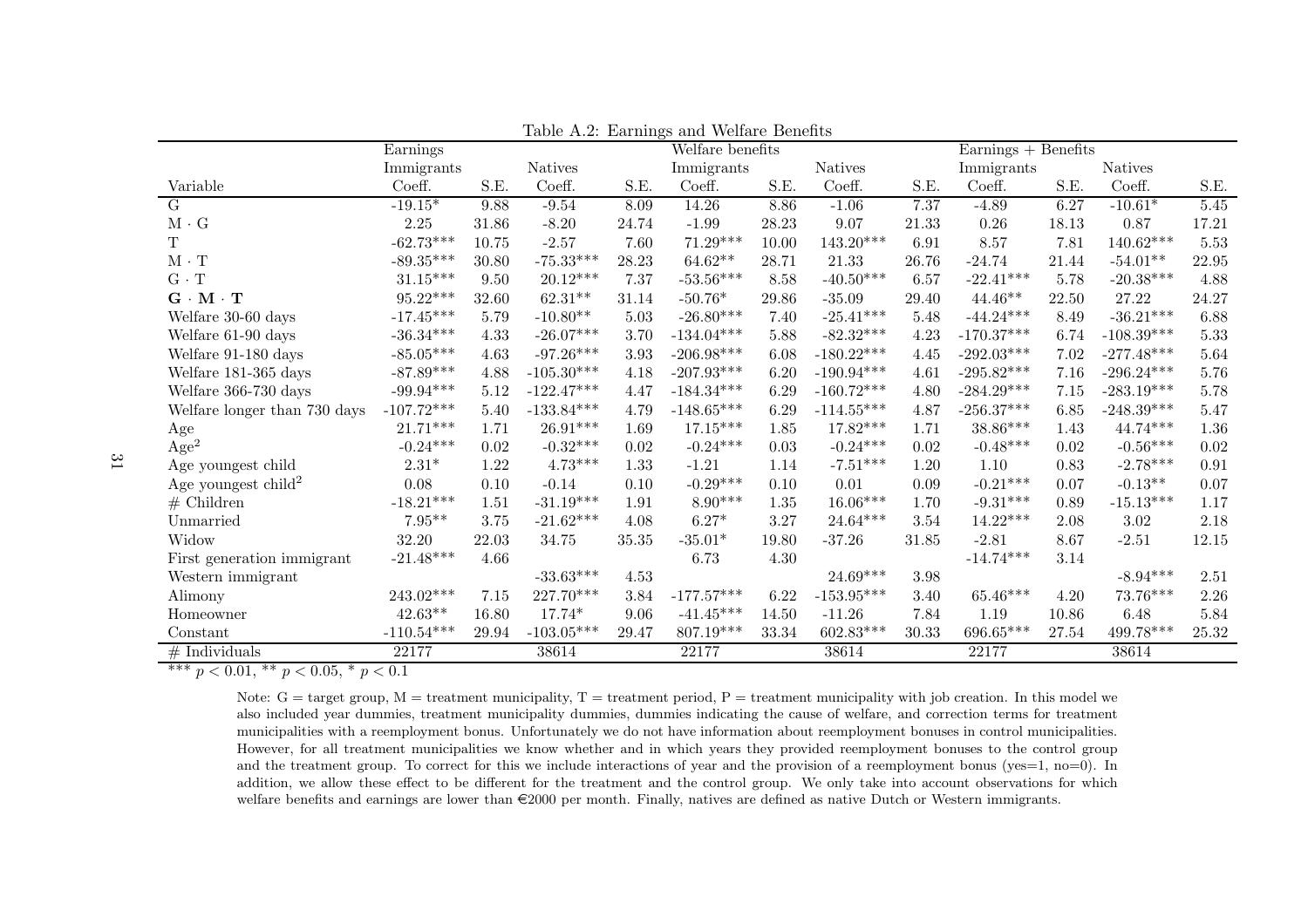Table A.2: Earnings and Welfare Benefits

| | Earnings | | | | Welfare benefits | | | | Earnings + Benefits | | | |
|---|---|---|---|---|---|---|---|---|---|---|---|---|
| | Immigrants | | Natives | | Immigrants | | Natives | | Immigrants | | Natives | |
| Variable | Coeff. | S.E. | Coeff. | S.E. | Coeff. | S.E. | Coeff. | S.E. | Coeff. | S.E. | Coeff. | S.E. |
| G | -19.15* | 9.88 | -9.54 | 8.09 | 14.26 | 8.86 | -1.06 | 7.37 | -4.89 | 6.27 | -10.61* | 5.45 |
| M · G | 2.25 | 31.86 | -8.20 | 24.74 | -1.99 | 28.23 | 9.07 | 21.33 | 0.26 | 18.13 | 0.87 | 17.21 |
| T | -62.73*** | 10.75 | -2.57 | 7.60 | 71.29*** | 10.00 | 143.20*** | 6.91 | 8.57 | 7.81 | 140.62*** | 5.53 |
| M · T | -89.35*** | 30.80 | -75.33*** | 28.23 | 64.62** | 28.71 | 21.33 | 26.76 | -24.74 | 21.44 | -54.01** | 22.95 |
| G · T | 31.15*** | 9.50 | 20.12*** | 7.37 | -53.56*** | 8.58 | -40.50*** | 6.57 | -22.41*** | 5.78 | -20.38*** | 4.88 |
| **G · M · T** | 95.22*** | 32.60 | 62.31** | 31.14 | -50.76* | 29.86 | -35.09 | 29.40 | 44.46** | 22.50 | 27.22 | 24.27 |
| Welfare 30-60 days | -17.45*** | 5.79 | -10.80** | 5.03 | -26.80*** | 7.40 | -25.41*** | 5.48 | -44.24*** | 8.49 | -36.21*** | 6.88 |
| Welfare 61-90 days | -36.34*** | 4.33 | -26.07*** | 3.70 | -134.04*** | 5.88 | -82.32*** | 4.23 | -170.37*** | 6.74 | -108.39*** | 5.33 |
| Welfare 91-180 days | -85.05*** | 4.63 | -97.26*** | 3.93 | -206.98*** | 6.08 | -180.22*** | 4.45 | -292.03*** | 7.02 | -277.48*** | 5.64 |
| Welfare 181-365 days | -87.89*** | 4.88 | -105.30*** | 4.18 | -207.93*** | 6.20 | -190.94*** | 4.61 | -295.82*** | 7.16 | -296.24*** | 5.76 |
| Welfare 366-730 days | -99.94*** | 5.12 | -122.47*** | 4.47 | -184.34*** | 6.29 | -160.72*** | 4.80 | -284.29*** | 7.15 | -283.19*** | 5.78 |
| Welfare longer than 730 days | -107.72*** | 5.40 | -133.84*** | 4.79 | -148.65*** | 6.29 | -114.55*** | 4.87 | -256.37*** | 6.85 | -248.39*** | 5.47 |
| Age | 21.71*** | 1.71 | 26.91*** | 1.69 | 17.15*** | 1.85 | 17.82*** | 1.71 | 38.86*** | 1.43 | 44.74*** | 1.36 |
| $\text{Age}^2$ | -0.24*** | 0.02 | -0.32*** | 0.02 | -0.24*** | 0.03 | -0.24*** | 0.02 | -0.48*** | 0.02 | -0.56*** | 0.02 |
| Age youngest child | 2.31* | 1.22 | 4.73*** | 1.33 | -1.21 | 1.14 | -7.51*** | 1.20 | 1.10 | 0.83 | -2.78*** | 0.91 |
| Age youngest $\text{child}^2$ | 0.08 | 0.10 | -0.14 | 0.10 | -0.29*** | 0.10 | 0.01 | 0.09 | -0.21*** | 0.07 | -0.13** | 0.07 |
| # Children | -18.21*** | 1.51 | -31.19*** | 1.91 | 8.90*** | 1.35 | 16.06*** | 1.70 | -9.31*** | 0.89 | -15.13*** | 1.17 |
| Unmarried | 7.95** | 3.75 | -21.62*** | 4.08 | 6.27* | 3.27 | 24.64*** | 3.54 | 14.22*** | 2.08 | 3.02 | 2.18 |
| Widow | 32.20 | 22.03 | 34.75 | 35.35 | -35.01* | 19.80 | -37.26 | 31.85 | -2.81 | 8.67 | -2.51 | 12.15 |
| First generation immigrant | -21.48*** | 4.66 | | | 6.73 | 4.30 | | | -14.74*** | 3.14 | | |
| Western immigrant | | | -33.63*** | 4.53 | | | 24.69*** | 3.98 | | | -8.94*** | 2.51 |
| Alimony | 243.02*** | 7.15 | 227.70*** | 3.84 | -177.57*** | 6.22 | -153.95*** | 3.40 | 65.46*** | 4.20 | 73.76*** | 2.26 |
| Homeowner | 42.63** | 16.80 | 17.74* | 9.06 | -41.45*** | 14.50 | -11.26 | 7.84 | 1.19 | 10.86 | 6.48 | 5.84 |
| Constant | -110.54*** | 29.94 | -103.05*** | 29.47 | 807.19*** | 33.34 | 602.83*** | 30.33 | 696.65*** | 27.54 | 499.78*** | 25.32 |
| # Individuals | 22177 | | 38614 | | 22177 | | 38614 | | 22177 | | 38614 | |

*** $p < 0.01$, ** $p < 0.05$, * $p < 0.1$

Note: G = target group, M = treatment municipality, T = treatment period, P = treatment municipality with job creation. In this model we also included year dummies, treatment municipality dummies, dummies indicating the cause of welfare, and correction terms for treatment municipalities with a reemployment bonus. Unfortunately we do not have information about reemployment bonuses in control municipalities. However, for all treatment municipalities we know whether and in which years they provided reemployment bonuses to the control group and the treatment group. To correct for this we include interactions of year and the provision of a reemployment bonus (yes=1, no=0). In addition, we allow these effect to be different for the treatment and the control group. We only take into account observations for which welfare benefits and earnings are lower than €2000 per month. Finally, natives are defined as native Dutch or Western immigrants.